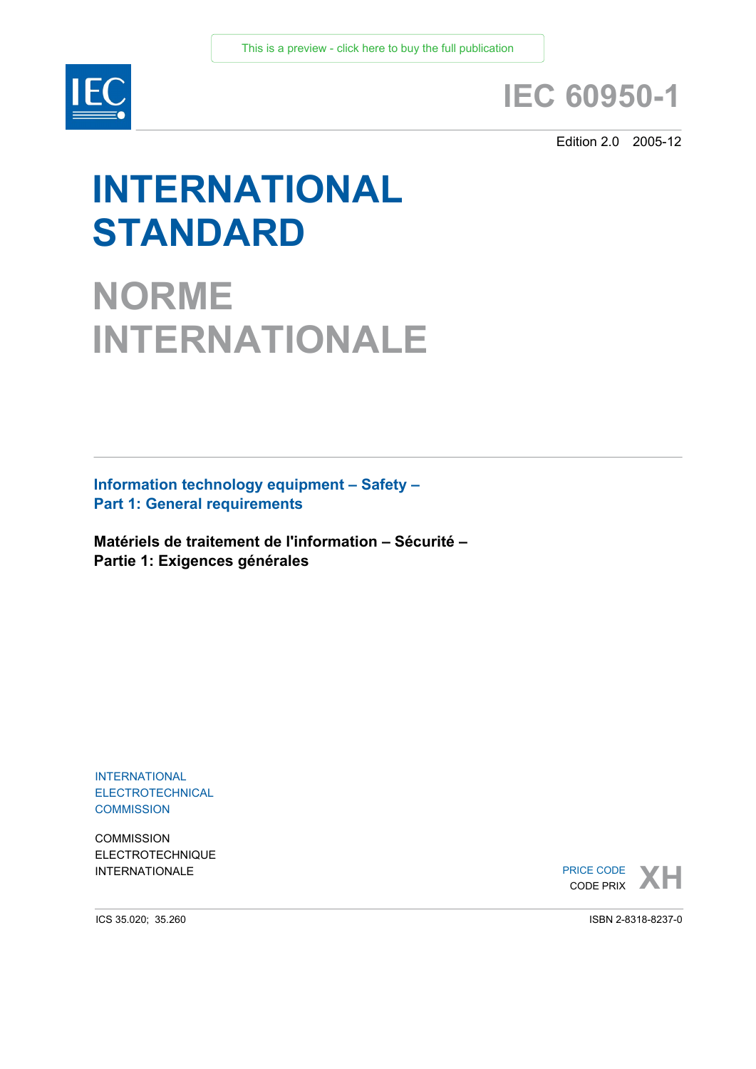This is a preview - click here to buy the full publication

# IEC 60950-1

Edition 2.0 2005-12

# INTERNATIONAL STANDARD

# NORME INTERNATIONALE

**Information technology equipment – Safety –**
**Part 1: General requirements**

**Matériels de traitement de l'information – Sécurité –**
**Partie 1: Exigences générales**

INTERNATIONAL
ELECTROTECHNICAL
COMMISSION

COMMISSION
ELECTROTECHNIQUE
INTERNATIONALE

PRICE CODE
CODE PRIX **XH**

ICS 35.020; 35.260

ISBN 2-8318-8237-0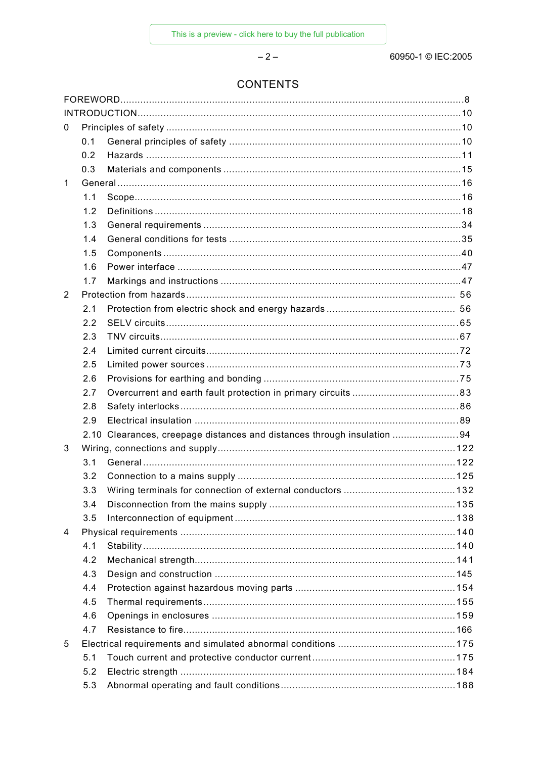# CONTENTS

FOREWORD ........ 8

INTRODUCTION ........ 10

0 Principles of safety ........ 10

- 0.1 General principles of safety ........ 10
- 0.2 Hazards ........ 11
- 0.3 Materials and components ........ 15

1 General ........ 16

- 1.1 Scope ........ 16
- 1.2 Definitions ........ 18
- 1.3 General requirements ........ 34
- 1.4 General conditions for tests ........ 35
- 1.5 Components ........ 40
- 1.6 Power interface ........ 47
- 1.7 Markings and instructions ........ 47

2 Protection from hazards ........ 56

- 2.1 Protection from electric shock and energy hazards ........ 56
- 2.2 SELV circuits ........ 65
- 2.3 TNV circuits ........ 67
- 2.4 Limited current circuits ........ 72
- 2.5 Limited power sources ........ 73
- 2.6 Provisions for earthing and bonding ........ 75
- 2.7 Overcurrent and earth fault protection in primary circuits ........ 83
- 2.8 Safety interlocks ........ 86
- 2.9 Electrical insulation ........ 89
- 2.10 Clearances, creepage distances and distances through insulation ........ 94

3 Wiring, connections and supply ........ 122

- 3.1 General ........ 122
- 3.2 Connection to a mains supply ........ 125
- 3.3 Wiring terminals for connection of external conductors ........ 132
- 3.4 Disconnection from the mains supply ........ 135
- 3.5 Interconnection of equipment ........ 138

4 Physical requirements ........ 140

- 4.1 Stability ........ 140
- 4.2 Mechanical strength ........ 141
- 4.3 Design and construction ........ 145
- 4.4 Protection against hazardous moving parts ........ 154
- 4.5 Thermal requirements ........ 155
- 4.6 Openings in enclosures ........ 159
- 4.7 Resistance to fire ........ 166

5 Electrical requirements and simulated abnormal conditions ........ 175

- 5.1 Touch current and protective conductor current ........ 175
- 5.2 Electric strength ........ 184
- 5.3 Abnormal operating and fault conditions ........ 188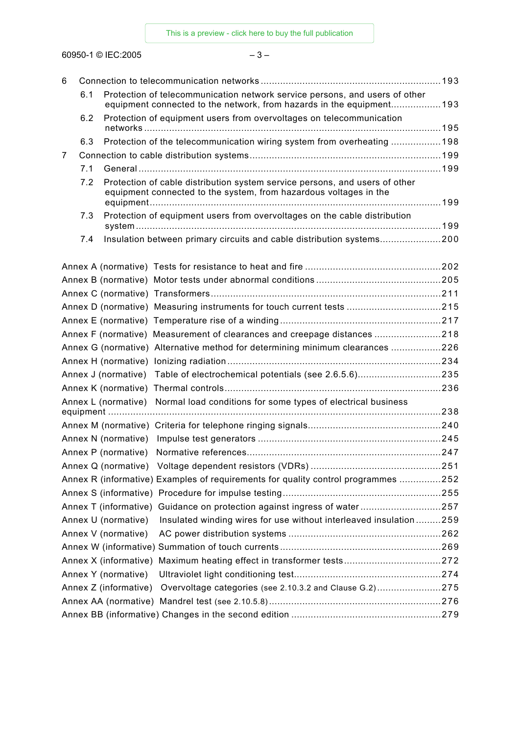6 Connection to telecommunication networks ......................................................................193

6.1 Protection of telecommunication network service persons, and users of other equipment connected to the network, from hazards in the equipment..................193

6.2 Protection of equipment users from overvoltages on telecommunication networks ..........................................................................................................195

6.3 Protection of the telecommunication wiring system from overheating ..................198

7 Connection to cable distribution systems......................................................................199

7.1 General ...............................................................................................................199

7.2 Protection of cable distribution system service persons, and users of other equipment connected to the system, from hazardous voltages in the equipment.........................................................................................................199

7.3 Protection of equipment users from overvoltages on the cable distribution system ................................................................................................................199

7.4 Insulation between primary circuits and cable distribution systems......................200

Annex A (normative) Tests for resistance to heat and fire ..................................................202

Annex B (normative) Motor tests under abnormal conditions ...............................................205

Annex C (normative) Transformers.....................................................................................211

Annex D (normative) Measuring instruments for touch current tests ..................................215

Annex E (normative) Temperature rise of a winding ............................................................217

Annex F (normative) Measurement of clearances and creepage distances ........................218

Annex G (normative) Alternative method for determining minimum clearances ..................226

Annex H (normative) Ionizing radiation ...............................................................................234

Annex J (normative) Table of electrochemical potentials (see 2.6.5.6)..............................235

Annex K (normative) Thermal controls................................................................................236

Annex L (normative) Normal load conditions for some types of electrical business equipment ..........................................................................................................................238

Annex M (normative) Criteria for telephone ringing signals..................................................240

Annex N (normative) Impulse test generators ....................................................................245

Annex P (normative) Normative references.........................................................................247

Annex Q (normative) Voltage dependent resistors (VDRs) .................................................251

Annex R (informative) Examples of requirements for quality control programmes ...............252

Annex S (informative) Procedure for impulse testing...........................................................255

Annex T (informative) Guidance on protection against ingress of water .............................257

Annex U (normative) Insulated winding wires for use without interleaved insulation .........259

Annex V (normative) AC power distribution systems .........................................................262

Annex W (informative) Summation of touch currents...........................................................269

Annex X (informative) Maximum heating effect in transformer tests...................................272

Annex Y (normative) Ultraviolet light conditioning test.......................................................274

Annex Z (informative) Overvoltage categories (see 2.10.3.2 and Clause G.2).......................275

Annex AA (normative) Mandrel test (see 2.10.5.8)...............................................................276

Annex BB (informative) Changes in the second edition .....................................................279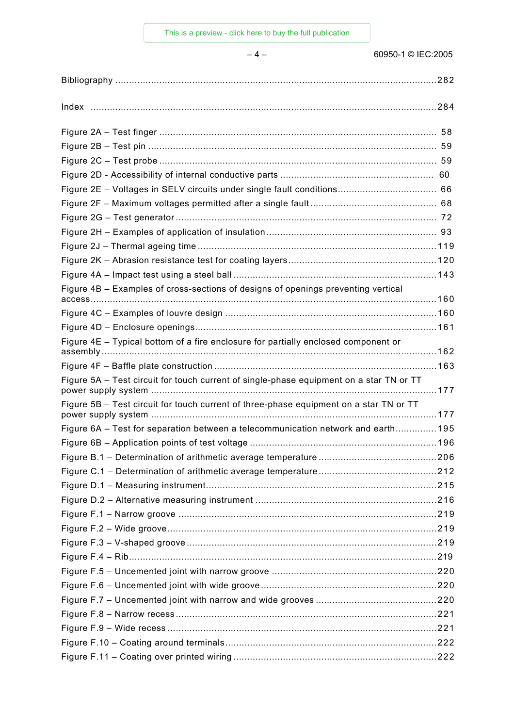Bibliography ..................................................................................................................282

Index ..............................................................................................................................284

Figure 2A – Test finger .................................................................................................. 58
Figure 2B – Test pin ....................................................................................................... 59
Figure 2C – Test probe ................................................................................................... 59
Figure 2D - Accessibility of internal conductive parts ....................................................... 60
Figure 2E – Voltages in SELV circuits under single fault conditions.................................. 66
Figure 2F – Maximum voltages permitted after a single fault ............................................ 68
Figure 2G – Test generator ............................................................................................. 72
Figure 2H – Examples of application of insulation ............................................................ 93
Figure 2J – Thermal ageing time ....................................................................................119
Figure 2K – Abrasion resistance test for coating layers .....................................................120
Figure 4A – Impact test using a steel ball ........................................................................143
Figure 4B – Examples of cross-sections of designs of openings preventing vertical access...........................................................................................................................160
Figure 4C – Examples of louvre design ...........................................................................160
Figure 4D – Enclosure openings......................................................................................161
Figure 4E – Typical bottom of a fire enclosure for partially enclosed component or assembly........................................................................................................................162
Figure 4F – Baffle plate construction ...............................................................................163
Figure 5A – Test circuit for touch current of single-phase equipment on a star TN or TT power supply system ......................................................................................................177
Figure 5B – Test circuit for touch current of three-phase equipment on a star TN or TT power supply system ......................................................................................................177
Figure 6A – Test for separation between a telecommunication network and earth...............195
Figure 6B – Application points of test voltage ..................................................................196
Figure B.1 – Determination of arithmetic average temperature ..........................................206
Figure C.1 – Determination of arithmetic average temperature..........................................212
Figure D.1 – Measuring instrument..................................................................................215
Figure D.2 – Alternative measuring instrument ................................................................216
Figure F.1 – Narrow groove ............................................................................................219
Figure F.2 – Wide groove................................................................................................219
Figure F.3 – V-shaped groove .........................................................................................219
Figure F.4 – Rib..............................................................................................................219
Figure F.5 – Uncemented joint with narrow groove ...........................................................220
Figure F.6 – Uncemented joint with wide groove...............................................................220
Figure F.7 – Uncemented joint with narrow and wide grooves ...........................................220
Figure F.8 – Narrow recess.............................................................................................221
Figure F.9 – Wide recess ................................................................................................221
Figure F.10 – Coating around terminals............................................................................222
Figure F.11 – Coating over printed wiring .........................................................................222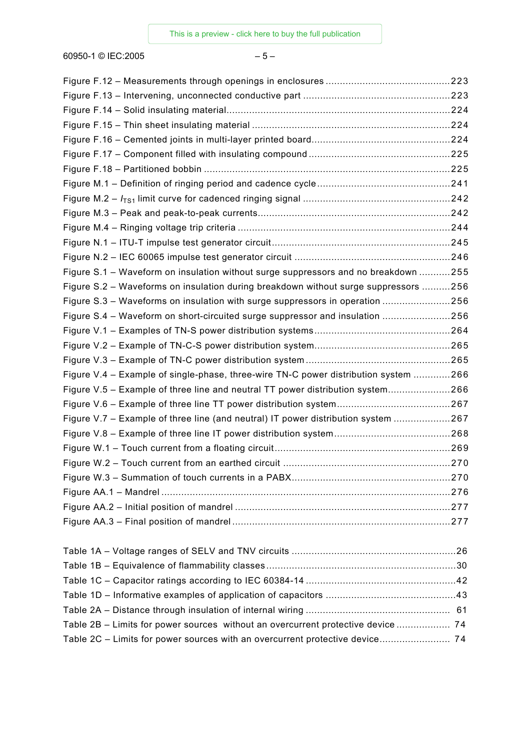Figure F.12 – Measurements through openings in enclosures ............................................223
Figure F.13 – Intervening, unconnected conductive part ....................................................223
Figure F.14 – Solid insulating material...............................................................................224
Figure F.15 – Thin sheet insulating material ......................................................................224
Figure F.16 – Cemented joints in multi-layer printed board.................................................224
Figure F.17 – Component filled with insulating compound ..................................................225
Figure F.18 – Partitioned bobbin .......................................................................................225
Figure M.1 – Definition of ringing period and cadence cycle...............................................241
Figure M.2 – $I_{TS1}$ limit curve for cadenced ringing signal ....................................................242
Figure M.3 – Peak and peak-to-peak currents....................................................................242
Figure M.4 – Ringing voltage trip criteria ...........................................................................244
Figure N.1 – ITU-T impulse test generator circuit...............................................................245
Figure N.2 – IEC 60065 impulse test generator circuit .......................................................246
Figure S.1 – Waveform on insulation without surge suppressors and no breakdown ...........255
Figure S.2 – Waveforms on insulation during breakdown without surge suppressors ..........256
Figure S.3 – Waveforms on insulation with surge suppressors in operation ........................256
Figure S.4 – Waveform on short-circuited surge suppressor and insulation ........................256
Figure V.1 – Examples of TN-S power distribution systems................................................264
Figure V.2 – Example of TN-C-S power distribution system................................................265
Figure V.3 – Example of TN-C power distribution system ...................................................265
Figure V.4 – Example of single-phase, three-wire TN-C power distribution system .............266
Figure V.5 – Example of three line and neutral TT power distribution system......................266
Figure V.6 – Example of three line TT power distribution system........................................267
Figure V.7 – Example of three line (and neutral) IT power distribution system ....................267
Figure V.8 – Example of three line IT power distribution system.........................................268
Figure W.1 – Touch current from a floating circuit..............................................................269
Figure W.2 – Touch current from an earthed circuit ...........................................................270
Figure W.3 – Summation of touch currents in a PABX........................................................270
Figure AA.1 – Mandrel ......................................................................................................276
Figure AA.2 – Initial position of mandrel ............................................................................277
Figure AA.3 – Final position of mandrel .............................................................................277

Table 1A – Voltage ranges of SELV and TNV circuits ..........................................................26
Table 1B – Equivalence of flammability classes...................................................................30
Table 1C – Capacitor ratings according to IEC 60384-14 .....................................................42
Table 1D – Informative examples of application of capacitors ..............................................43
Table 2A – Distance through insulation of internal wiring ................................................... 61
Table 2B – Limits for power sources without an overcurrent protective device ................... 74
Table 2C – Limits for power sources with an overcurrent protective device......................... 74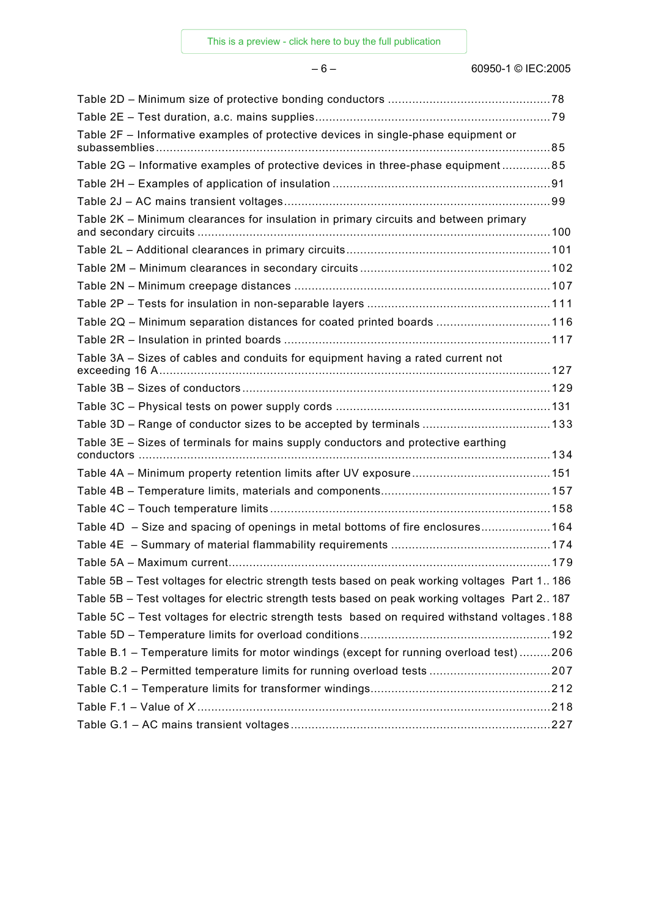Table 2D – Minimum size of protective bonding conductors ............................................... 78

Table 2E – Test duration, a.c. mains supplies ................................................................... 79

Table 2F – Informative examples of protective devices in single-phase equipment or subassemblies ................................................................................................................. 85

Table 2G – Informative examples of protective devices in three-phase equipment .............. 85

Table 2H – Examples of application of insulation ............................................................... 91

Table 2J – AC mains transient voltages ............................................................................. 99

Table 2K – Minimum clearances for insulation in primary circuits and between primary and secondary circuits ..................................................................................................... 100

Table 2L – Additional clearances in primary circuits .......................................................... 101

Table 2M – Minimum clearances in secondary circuits ....................................................... 102

Table 2N – Minimum creepage distances .......................................................................... 107

Table 2P – Tests for insulation in non-separable layers ..................................................... 111

Table 2Q – Minimum separation distances for coated printed boards ................................. 116

Table 2R – Insulation in printed boards ............................................................................ 117

Table 3A – Sizes of cables and conduits for equipment having a rated current not exceeding 16 A ................................................................................................................. 127

Table 3B – Sizes of conductors ........................................................................................ 129

Table 3C – Physical tests on power supply cords .............................................................. 131

Table 3D – Range of conductor sizes to be accepted by terminals ..................................... 133

Table 3E – Sizes of terminals for mains supply conductors and protective earthing conductors ...................................................................................................................... 134

Table 4A – Minimum property retention limits after UV exposure ........................................ 151

Table 4B – Temperature limits, materials and components ................................................ 157

Table 4C – Touch temperature limits ................................................................................ 158

Table 4D – Size and spacing of openings in metal bottoms of fire enclosures .................... 164

Table 4E – Summary of material flammability requirements .............................................. 174

Table 5A – Maximum current ............................................................................................ 179

Table 5B – Test voltages for electric strength tests based on peak working voltages Part 1 .. 186

Table 5B – Test voltages for electric strength tests based on peak working voltages Part 2 .. 187

Table 5C – Test voltages for electric strength tests based on required withstand voltages . 188

Table 5D – Temperature limits for overload conditions ...................................................... 192

Table B.1 – Temperature limits for motor windings (except for running overload test) ......... 206

Table B.2 – Permitted temperature limits for running overload tests ................................... 207

Table C.1 – Temperature limits for transformer windings ................................................... 212

Table F.1 – Value of *X* ...................................................................................................... 218

Table G.1 – AC mains transient voltages .......................................................................... 227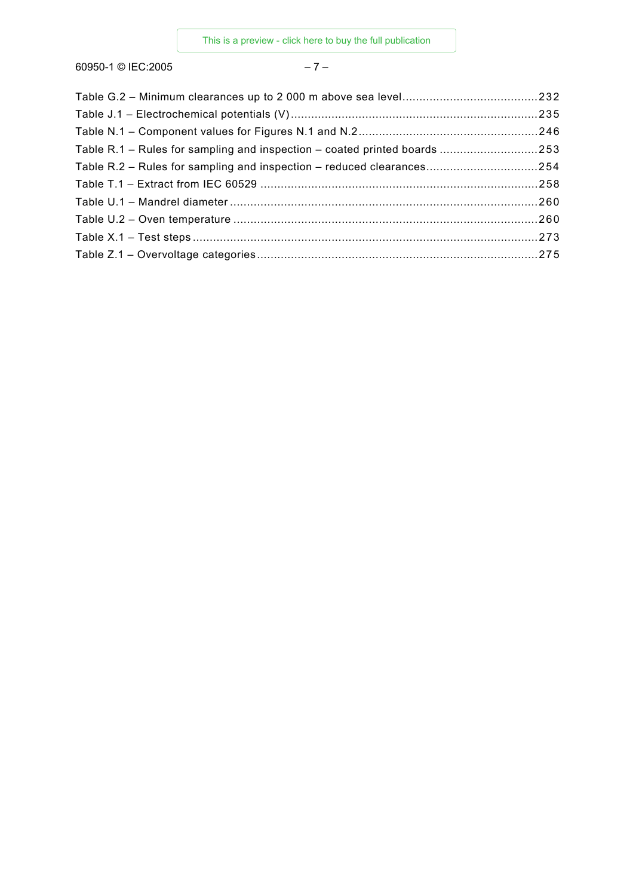Table G.2 – Minimum clearances up to 2 000 m above sea level........................................232
Table J.1 – Electrochemical potentials (V).........................................................................235
Table N.1 – Component values for Figures N.1 and N.2....................................................246
Table R.1 – Rules for sampling and inspection – coated printed boards ............................253
Table R.2 – Rules for sampling and inspection – reduced clearances................................254
Table T.1 – Extract from IEC 60529 .................................................................................258
Table U.1 – Mandrel diameter ..........................................................................................260
Table U.2 – Oven temperature .........................................................................................260
Table X.1 – Test steps .....................................................................................................273
Table Z.1 – Overvoltage categories ..................................................................................275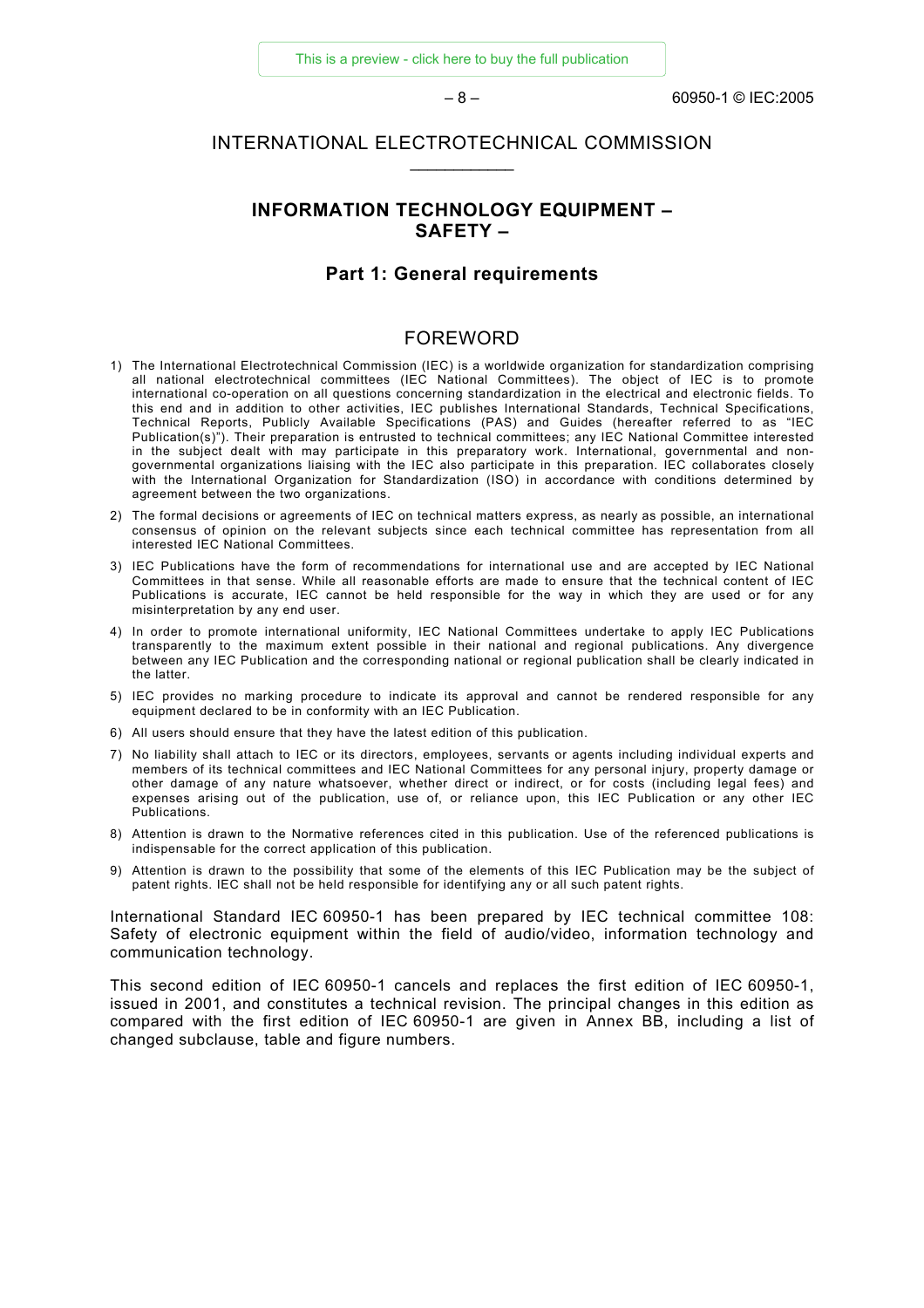INTERNATIONAL ELECTROTECHNICAL COMMISSION

___________

# INFORMATION TECHNOLOGY EQUIPMENT – SAFETY –

## Part 1: General requirements

## FOREWORD

1) The International Electrotechnical Commission (IEC) is a worldwide organization for standardization comprising all national electrotechnical committees (IEC National Committees). The object of IEC is to promote international co-operation on all questions concerning standardization in the electrical and electronic fields. To this end and in addition to other activities, IEC publishes International Standards, Technical Specifications, Technical Reports, Publicly Available Specifications (PAS) and Guides (hereafter referred to as "IEC Publication(s)"). Their preparation is entrusted to technical committees; any IEC National Committee interested in the subject dealt with may participate in this preparatory work. International, governmental and non-governmental organizations liaising with the IEC also participate in this preparation. IEC collaborates closely with the International Organization for Standardization (ISO) in accordance with conditions determined by agreement between the two organizations.
2) The formal decisions or agreements of IEC on technical matters express, as nearly as possible, an international consensus of opinion on the relevant subjects since each technical committee has representation from all interested IEC National Committees.
3) IEC Publications have the form of recommendations for international use and are accepted by IEC National Committees in that sense. While all reasonable efforts are made to ensure that the technical content of IEC Publications is accurate, IEC cannot be held responsible for the way in which they are used or for any misinterpretation by any end user.
4) In order to promote international uniformity, IEC National Committees undertake to apply IEC Publications transparently to the maximum extent possible in their national and regional publications. Any divergence between any IEC Publication and the corresponding national or regional publication shall be clearly indicated in the latter.
5) IEC provides no marking procedure to indicate its approval and cannot be rendered responsible for any equipment declared to be in conformity with an IEC Publication.
6) All users should ensure that they have the latest edition of this publication.
7) No liability shall attach to IEC or its directors, employees, servants or agents including individual experts and members of its technical committees and IEC National Committees for any personal injury, property damage or other damage of any nature whatsoever, whether direct or indirect, or for costs (including legal fees) and expenses arising out of the publication, use of, or reliance upon, this IEC Publication or any other IEC Publications.
8) Attention is drawn to the Normative references cited in this publication. Use of the referenced publications is indispensable for the correct application of this publication.
9) Attention is drawn to the possibility that some of the elements of this IEC Publication may be the subject of patent rights. IEC shall not be held responsible for identifying any or all such patent rights.

International Standard IEC 60950-1 has been prepared by IEC technical committee 108: Safety of electronic equipment within the field of audio/video, information technology and communication technology.

This second edition of IEC 60950-1 cancels and replaces the first edition of IEC 60950-1, issued in 2001, and constitutes a technical revision. The principal changes in this edition as compared with the first edition of IEC 60950-1 are given in Annex BB, including a list of changed subclause, table and figure numbers.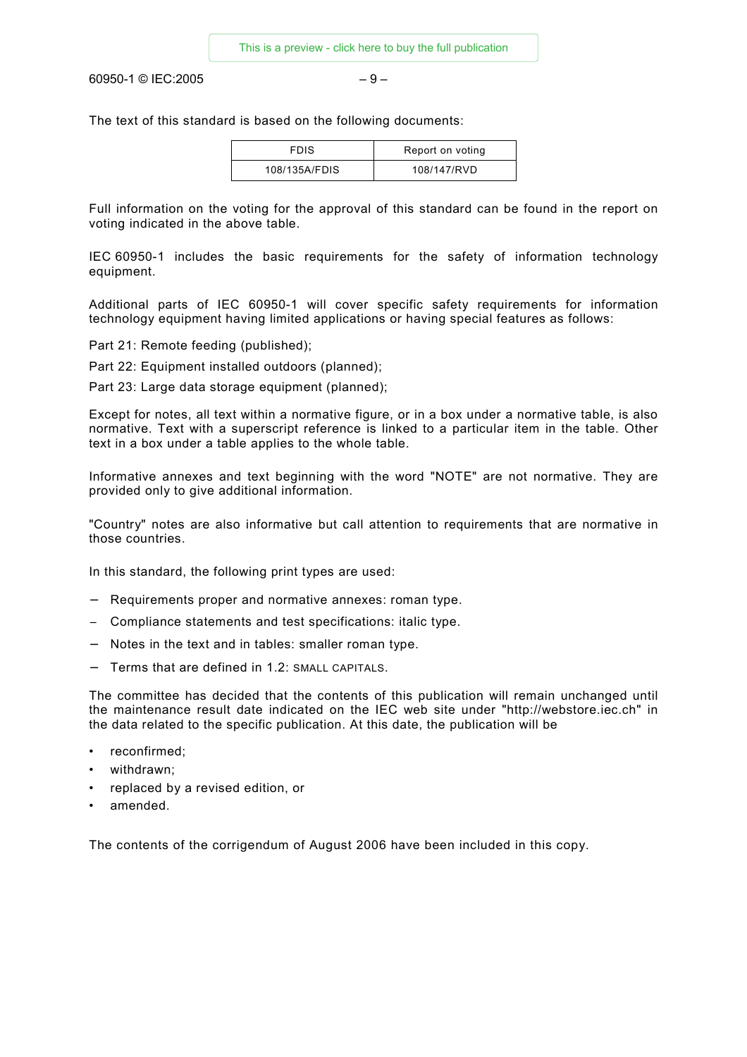The text of this standard is based on the following documents:

| FDIS | Report on voting |
| --- | --- |
| 108/135A/FDIS | 108/147/RVD |

Full information on the voting for the approval of this standard can be found in the report on voting indicated in the above table.

IEC 60950-1 includes the basic requirements for the safety of information technology equipment.

Additional parts of IEC 60950-1 will cover specific safety requirements for information technology equipment having limited applications or having special features as follows:

Part 21: Remote feeding (published);

Part 22: Equipment installed outdoors (planned);

Part 23: Large data storage equipment (planned);

Except for notes, all text within a normative figure, or in a box under a normative table, is also normative. Text with a superscript reference is linked to a particular item in the table. Other text in a box under a table applies to the whole table.

Informative annexes and text beginning with the word "NOTE" are not normative. They are provided only to give additional information.

"Country" notes are also informative but call attention to requirements that are normative in those countries.

In this standard, the following print types are used:

- Requirements proper and normative annexes: roman type.
- *Compliance statements and test specifications: italic type.*
- Notes in the text and in tables: smaller roman type.
- Terms that are defined in 1.2: SMALL CAPITALS.

The committee has decided that the contents of this publication will remain unchanged until the maintenance result date indicated on the IEC web site under "http://webstore.iec.ch" in the data related to the specific publication. At this date, the publication will be

- reconfirmed;
- withdrawn;
- replaced by a revised edition, or
- amended.

The contents of the corrigendum of August 2006 have been included in this copy.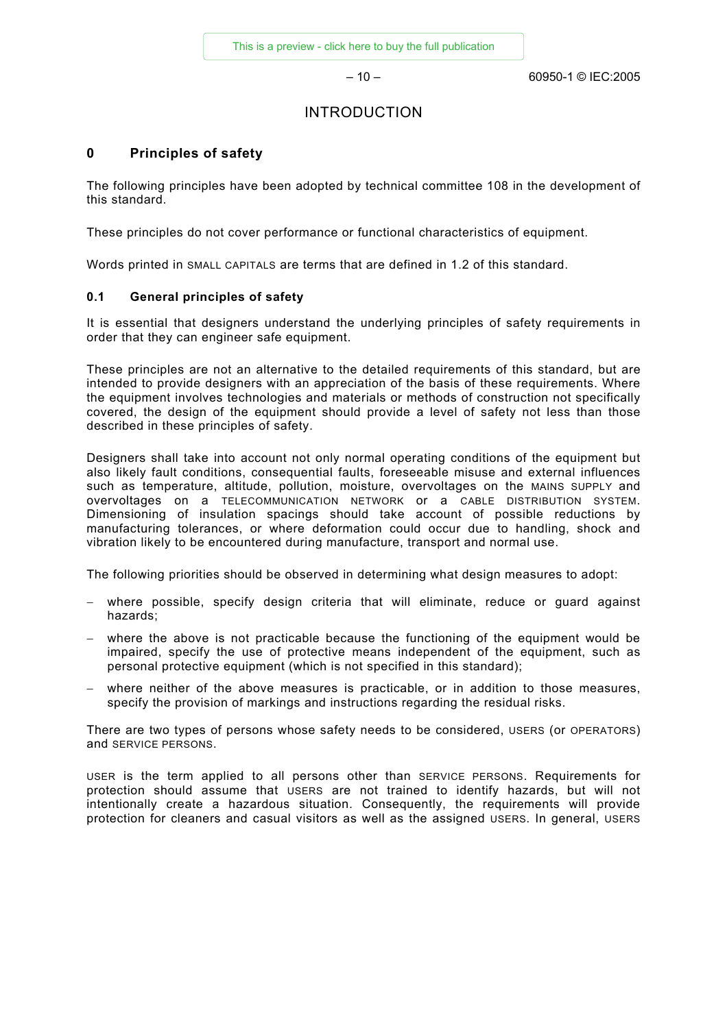# INTRODUCTION

## 0 Principles of safety

The following principles have been adopted by technical committee 108 in the development of this standard.

These principles do not cover performance or functional characteristics of equipment.

Words printed in SMALL CAPITALS are terms that are defined in 1.2 of this standard.

### 0.1 General principles of safety

It is essential that designers understand the underlying principles of safety requirements in order that they can engineer safe equipment.

These principles are not an alternative to the detailed requirements of this standard, but are intended to provide designers with an appreciation of the basis of these requirements. Where the equipment involves technologies and materials or methods of construction not specifically covered, the design of the equipment should provide a level of safety not less than those described in these principles of safety.

Designers shall take into account not only normal operating conditions of the equipment but also likely fault conditions, consequential faults, foreseeable misuse and external influences such as temperature, altitude, pollution, moisture, overvoltages on the MAINS SUPPLY and overvoltages on a TELECOMMUNICATION NETWORK or a CABLE DISTRIBUTION SYSTEM. Dimensioning of insulation spacings should take account of possible reductions by manufacturing tolerances, or where deformation could occur due to handling, shock and vibration likely to be encountered during manufacture, transport and normal use.

The following priorities should be observed in determining what design measures to adopt:

- where possible, specify design criteria that will eliminate, reduce or guard against hazards;
- where the above is not practicable because the functioning of the equipment would be impaired, specify the use of protective means independent of the equipment, such as personal protective equipment (which is not specified in this standard);
- where neither of the above measures is practicable, or in addition to those measures, specify the provision of markings and instructions regarding the residual risks.

There are two types of persons whose safety needs to be considered, USERS (or OPERATORS) and SERVICE PERSONS.

USER is the term applied to all persons other than SERVICE PERSONS. Requirements for protection should assume that USERS are not trained to identify hazards, but will not intentionally create a hazardous situation. Consequently, the requirements will provide protection for cleaners and casual visitors as well as the assigned USERS. In general, USERS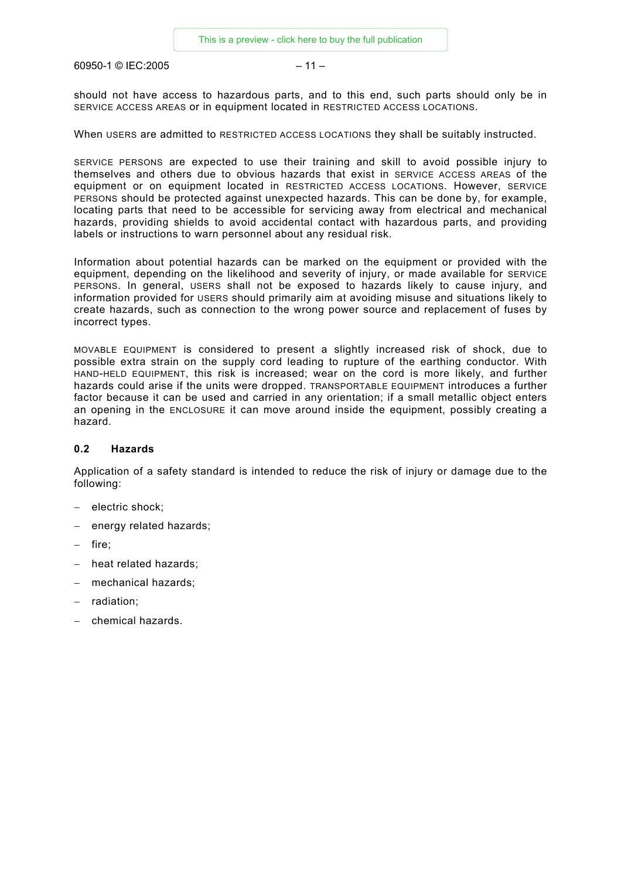should not have access to hazardous parts, and to this end, such parts should only be in SERVICE ACCESS AREAS or in equipment located in RESTRICTED ACCESS LOCATIONS.

When USERS are admitted to RESTRICTED ACCESS LOCATIONS they shall be suitably instructed.

SERVICE PERSONS are expected to use their training and skill to avoid possible injury to themselves and others due to obvious hazards that exist in SERVICE ACCESS AREAS of the equipment or on equipment located in RESTRICTED ACCESS LOCATIONS. However, SERVICE PERSONS should be protected against unexpected hazards. This can be done by, for example, locating parts that need to be accessible for servicing away from electrical and mechanical hazards, providing shields to avoid accidental contact with hazardous parts, and providing labels or instructions to warn personnel about any residual risk.

Information about potential hazards can be marked on the equipment or provided with the equipment, depending on the likelihood and severity of injury, or made available for SERVICE PERSONS. In general, USERS shall not be exposed to hazards likely to cause injury, and information provided for USERS should primarily aim at avoiding misuse and situations likely to create hazards, such as connection to the wrong power source and replacement of fuses by incorrect types.

MOVABLE EQUIPMENT is considered to present a slightly increased risk of shock, due to possible extra strain on the supply cord leading to rupture of the earthing conductor. With HAND-HELD EQUIPMENT, this risk is increased; wear on the cord is more likely, and further hazards could arise if the units were dropped. TRANSPORTABLE EQUIPMENT introduces a further factor because it can be used and carried in any orientation; if a small metallic object enters an opening in the ENCLOSURE it can move around inside the equipment, possibly creating a hazard.

## 0.2 Hazards

Application of a safety standard is intended to reduce the risk of injury or damage due to the following:

- electric shock;
- energy related hazards;
- fire;
- heat related hazards;
- mechanical hazards;
- radiation;
- chemical hazards.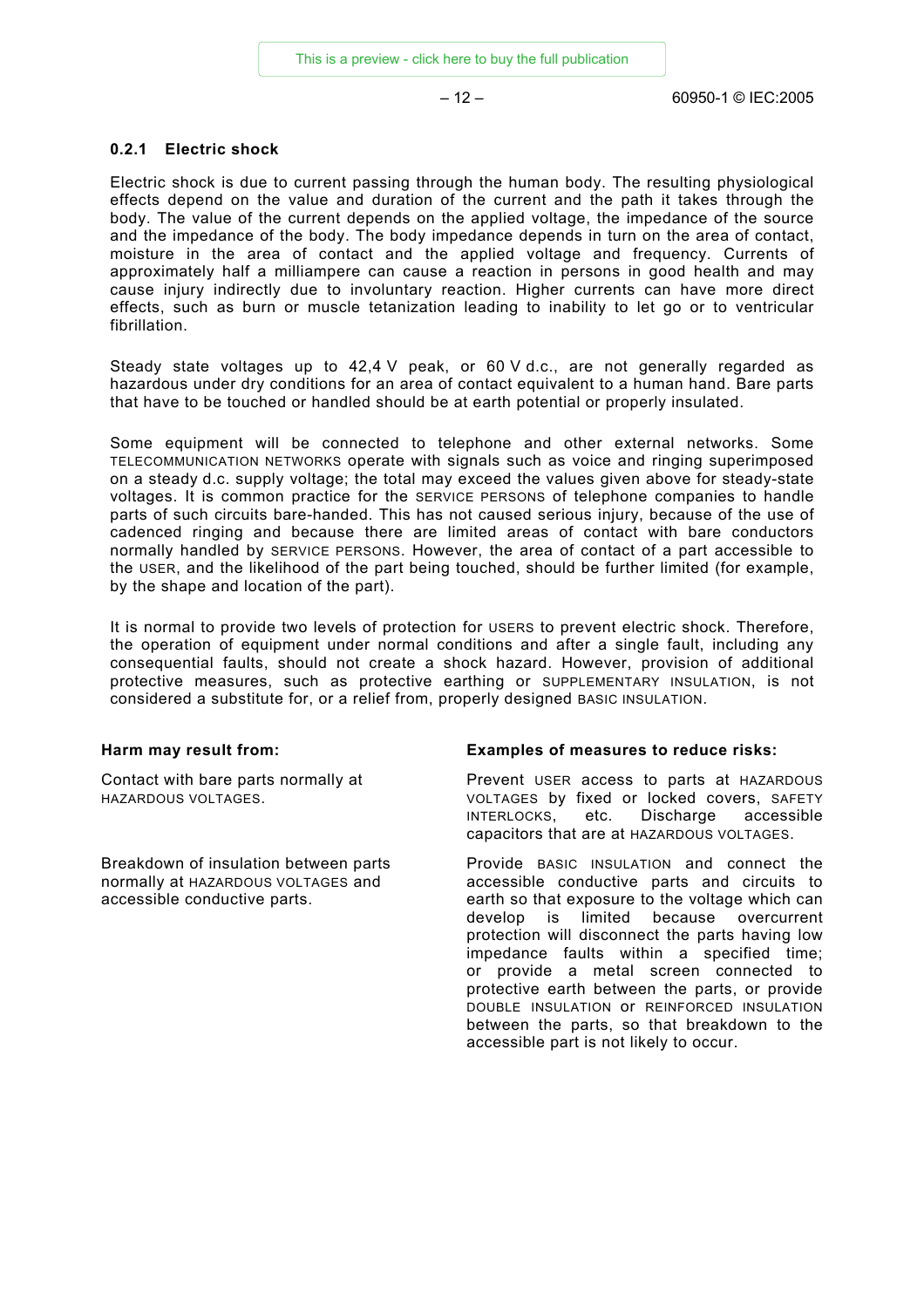### 0.2.1 Electric shock

Electric shock is due to current passing through the human body. The resulting physiological effects depend on the value and duration of the current and the path it takes through the body. The value of the current depends on the applied voltage, the impedance of the source and the impedance of the body. The body impedance depends in turn on the area of contact, moisture in the area of contact and the applied voltage and frequency. Currents of approximately half a milliampere can cause a reaction in persons in good health and may cause injury indirectly due to involuntary reaction. Higher currents can have more direct effects, such as burn or muscle tetanization leading to inability to let go or to ventricular fibrillation.

Steady state voltages up to 42,4 V peak, or 60 V d.c., are not generally regarded as hazardous under dry conditions for an area of contact equivalent to a human hand. Bare parts that have to be touched or handled should be at earth potential or properly insulated.

Some equipment will be connected to telephone and other external networks. Some TELECOMMUNICATION NETWORKS operate with signals such as voice and ringing superimposed on a steady d.c. supply voltage; the total may exceed the values given above for steady-state voltages. It is common practice for the SERVICE PERSONS of telephone companies to handle parts of such circuits bare-handed. This has not caused serious injury, because of the use of cadenced ringing and because there are limited areas of contact with bare conductors normally handled by SERVICE PERSONS. However, the area of contact of a part accessible to the USER, and the likelihood of the part being touched, should be further limited (for example, by the shape and location of the part).

It is normal to provide two levels of protection for USERS to prevent electric shock. Therefore, the operation of equipment under normal conditions and after a single fault, including any consequential faults, should not create a shock hazard. However, provision of additional protective measures, such as protective earthing or SUPPLEMENTARY INSULATION, is not considered a substitute for, or a relief from, properly designed BASIC INSULATION.

| **Harm may result from:** | **Examples of measures to reduce risks:** |
|---|---|
| Contact with bare parts normally at HAZARDOUS VOLTAGES. | Prevent USER access to parts at HAZARDOUS VOLTAGES by fixed or locked covers, SAFETY INTERLOCKS, etc. Discharge accessible capacitors that are at HAZARDOUS VOLTAGES. |
| Breakdown of insulation between parts normally at HAZARDOUS VOLTAGES and accessible conductive parts. | Provide BASIC INSULATION and connect the accessible conductive parts and circuits to earth so that exposure to the voltage which can develop is limited because overcurrent protection will disconnect the parts having low impedance faults within a specified time; or provide a metal screen connected to protective earth between the parts, or provide DOUBLE INSULATION or REINFORCED INSULATION between the parts, so that breakdown to the accessible part is not likely to occur. |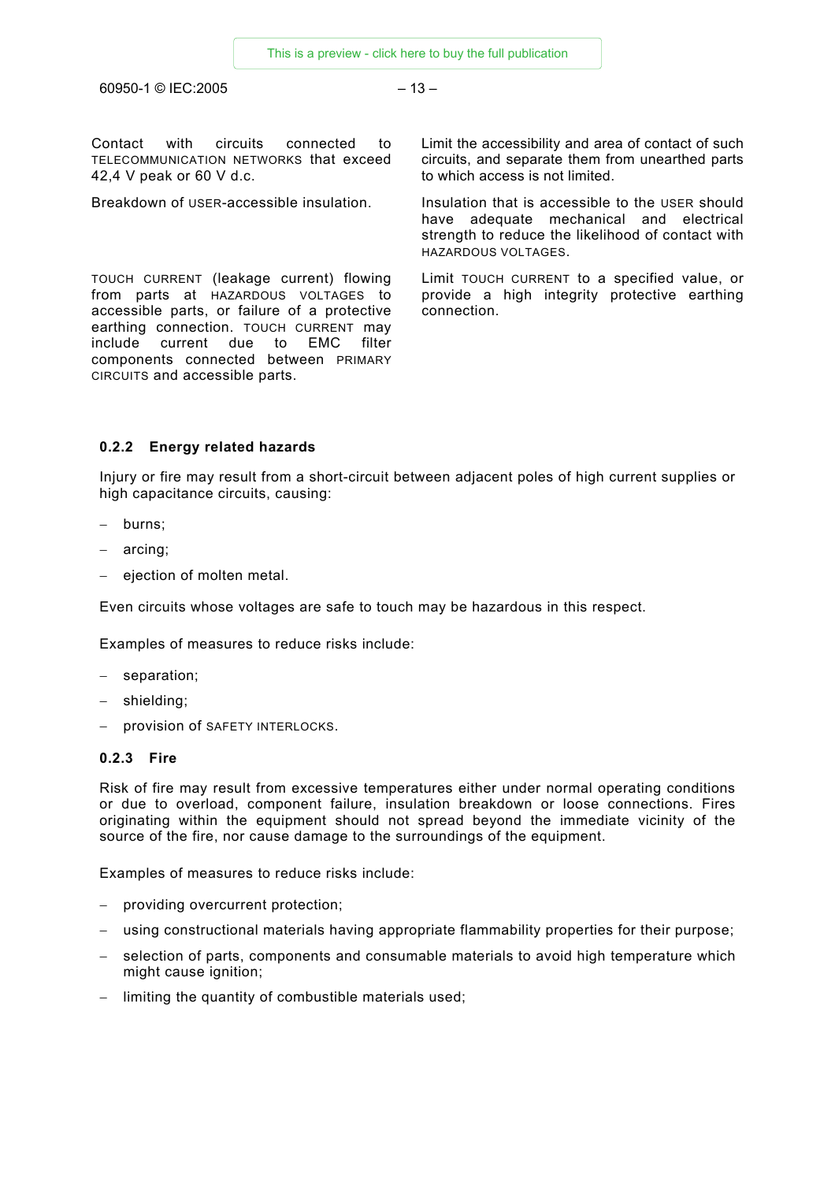| | |
|---|---|
| Contact with circuits connected to TELECOMMUNICATION NETWORKS that exceed 42,4 V peak or 60 V d.c. | Limit the accessibility and area of contact of such circuits, and separate them from unearthed parts to which access is not limited. |
| Breakdown of USER-accessible insulation. | Insulation that is accessible to the USER should have adequate mechanical and electrical strength to reduce the likelihood of contact with HAZARDOUS VOLTAGES. |
| TOUCH CURRENT (leakage current) flowing from parts at HAZARDOUS VOLTAGES to accessible parts, or failure of a protective earthing connection. TOUCH CURRENT may include current due to EMC filter components connected between PRIMARY CIRCUITS and accessible parts. | Limit TOUCH CURRENT to a specified value, or provide a high integrity protective earthing connection. |

### 0.2.2 Energy related hazards

Injury or fire may result from a short-circuit between adjacent poles of high current supplies or high capacitance circuits, causing:

- burns;
- arcing;
- ejection of molten metal.

Even circuits whose voltages are safe to touch may be hazardous in this respect.

Examples of measures to reduce risks include:

- separation;
- shielding;
- provision of SAFETY INTERLOCKS.

### 0.2.3 Fire

Risk of fire may result from excessive temperatures either under normal operating conditions or due to overload, component failure, insulation breakdown or loose connections. Fires originating within the equipment should not spread beyond the immediate vicinity of the source of the fire, nor cause damage to the surroundings of the equipment.

Examples of measures to reduce risks include:

- providing overcurrent protection;
- using constructional materials having appropriate flammability properties for their purpose;
- selection of parts, components and consumable materials to avoid high temperature which might cause ignition;
- limiting the quantity of combustible materials used;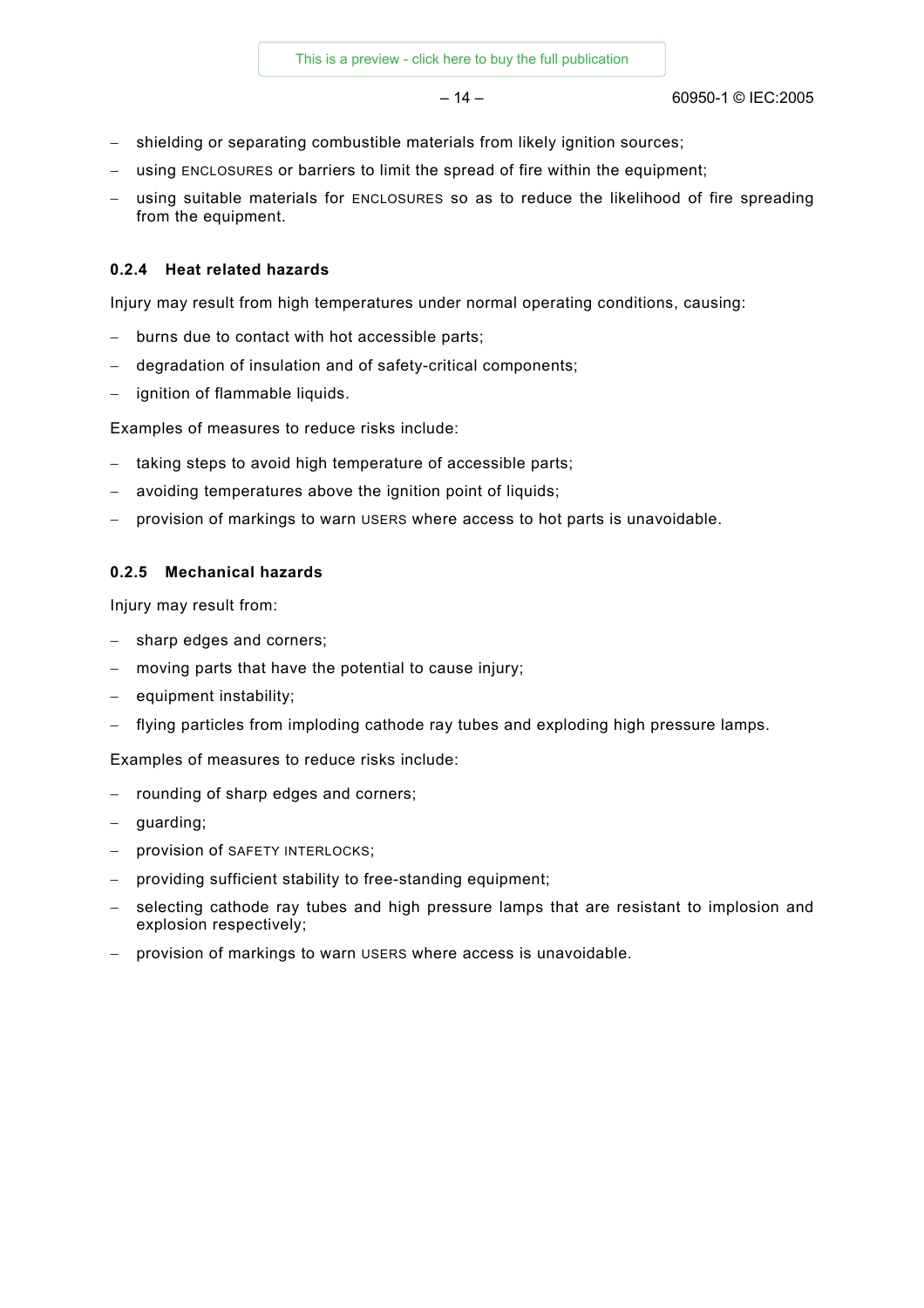- shielding or separating combustible materials from likely ignition sources;
- using ENCLOSURES or barriers to limit the spread of fire within the equipment;
- using suitable materials for ENCLOSURES so as to reduce the likelihood of fire spreading from the equipment.

### 0.2.4 Heat related hazards

Injury may result from high temperatures under normal operating conditions, causing:

- burns due to contact with hot accessible parts;
- degradation of insulation and of safety-critical components;
- ignition of flammable liquids.

Examples of measures to reduce risks include:

- taking steps to avoid high temperature of accessible parts;
- avoiding temperatures above the ignition point of liquids;
- provision of markings to warn USERS where access to hot parts is unavoidable.

### 0.2.5 Mechanical hazards

Injury may result from:

- sharp edges and corners;
- moving parts that have the potential to cause injury;
- equipment instability;
- flying particles from imploding cathode ray tubes and exploding high pressure lamps.

Examples of measures to reduce risks include:

- rounding of sharp edges and corners;
- guarding;
- provision of SAFETY INTERLOCKS;
- providing sufficient stability to free-standing equipment;
- selecting cathode ray tubes and high pressure lamps that are resistant to implosion and explosion respectively;
- provision of markings to warn USERS where access is unavoidable.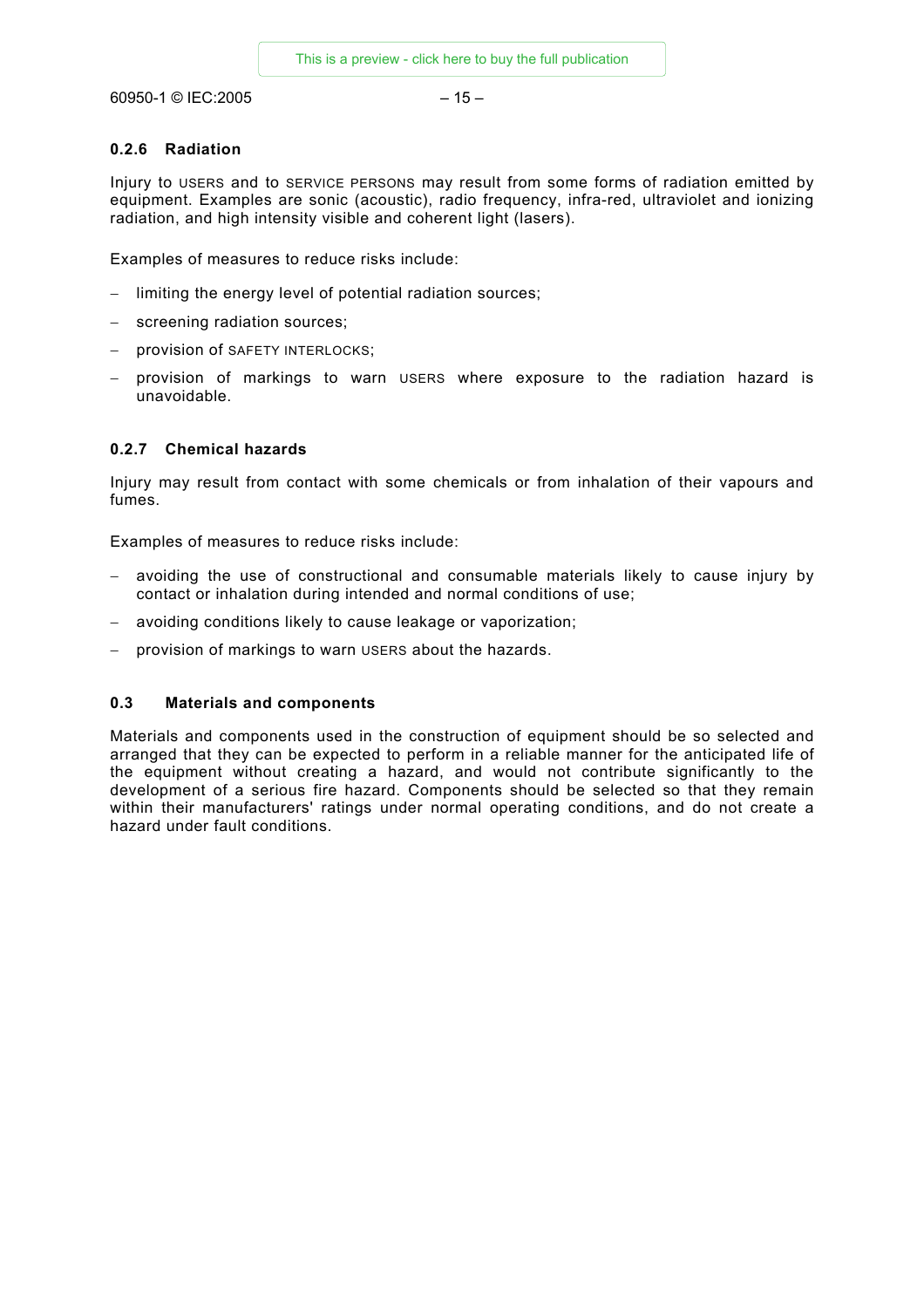### 0.2.6 Radiation

Injury to USERS and to SERVICE PERSONS may result from some forms of radiation emitted by equipment. Examples are sonic (acoustic), radio frequency, infra-red, ultraviolet and ionizing radiation, and high intensity visible and coherent light (lasers).

Examples of measures to reduce risks include:

- limiting the energy level of potential radiation sources;
- screening radiation sources;
- provision of SAFETY INTERLOCKS;
- provision of markings to warn USERS where exposure to the radiation hazard is unavoidable.

### 0.2.7 Chemical hazards

Injury may result from contact with some chemicals or from inhalation of their vapours and fumes.

Examples of measures to reduce risks include:

- avoiding the use of constructional and consumable materials likely to cause injury by contact or inhalation during intended and normal conditions of use;
- avoiding conditions likely to cause leakage or vaporization;
- provision of markings to warn USERS about the hazards.

## 0.3 Materials and components

Materials and components used in the construction of equipment should be so selected and arranged that they can be expected to perform in a reliable manner for the anticipated life of the equipment without creating a hazard, and would not contribute significantly to the development of a serious fire hazard. Components should be selected so that they remain within their manufacturers' ratings under normal operating conditions, and do not create a hazard under fault conditions.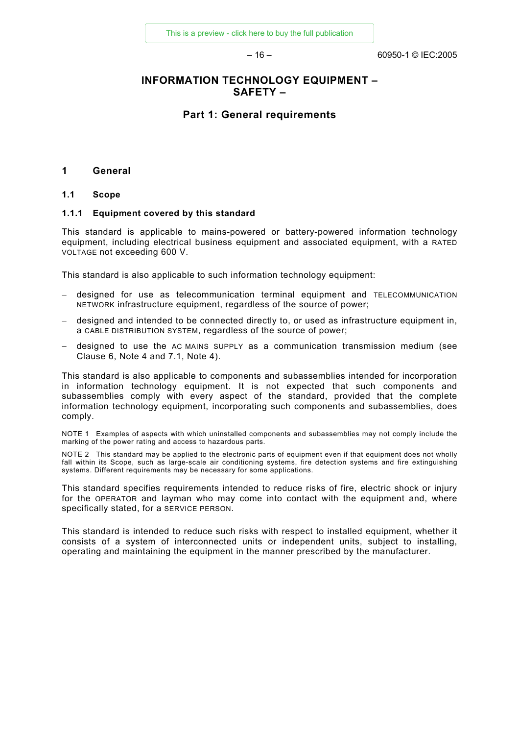# INFORMATION TECHNOLOGY EQUIPMENT – SAFETY –

## Part 1: General requirements

## 1 General

### 1.1 Scope

#### 1.1.1 Equipment covered by this standard

This standard is applicable to mains-powered or battery-powered information technology equipment, including electrical business equipment and associated equipment, with a RATED VOLTAGE not exceeding 600 V.

This standard is also applicable to such information technology equipment:

- designed for use as telecommunication terminal equipment and TELECOMMUNICATION NETWORK infrastructure equipment, regardless of the source of power;
- designed and intended to be connected directly to, or used as infrastructure equipment in, a CABLE DISTRIBUTION SYSTEM, regardless of the source of power;
- designed to use the AC MAINS SUPPLY as a communication transmission medium (see Clause 6, Note 4 and 7.1, Note 4).

This standard is also applicable to components and subassemblies intended for incorporation in information technology equipment. It is not expected that such components and subassemblies comply with every aspect of the standard, provided that the complete information technology equipment, incorporating such components and subassemblies, does comply.

NOTE 1 Examples of aspects with which uninstalled components and subassemblies may not comply include the marking of the power rating and access to hazardous parts.

NOTE 2 This standard may be applied to the electronic parts of equipment even if that equipment does not wholly fall within its Scope, such as large-scale air conditioning systems, fire detection systems and fire extinguishing systems. Different requirements may be necessary for some applications.

This standard specifies requirements intended to reduce risks of fire, electric shock or injury for the OPERATOR and layman who may come into contact with the equipment and, where specifically stated, for a SERVICE PERSON.

This standard is intended to reduce such risks with respect to installed equipment, whether it consists of a system of interconnected units or independent units, subject to installing, operating and maintaining the equipment in the manner prescribed by the manufacturer.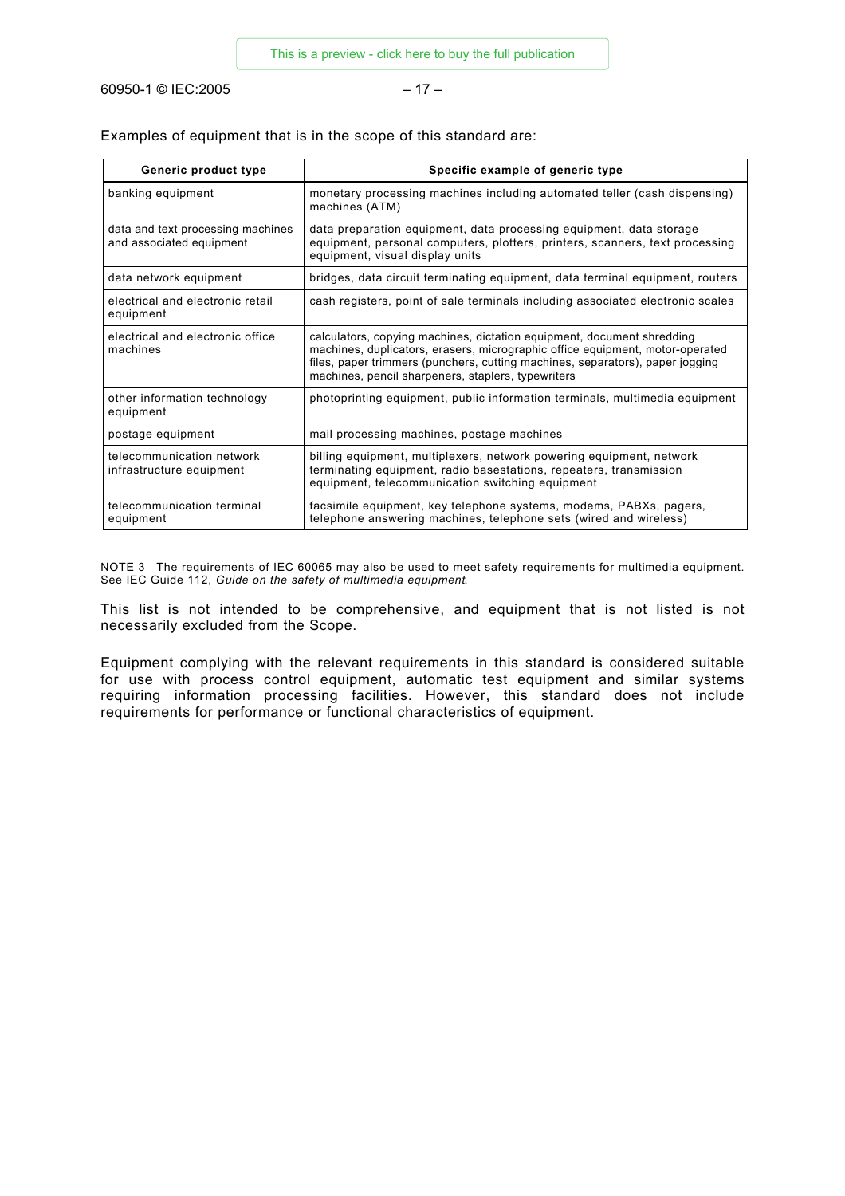Examples of equipment that is in the scope of this standard are:

| Generic product type | Specific example of generic type |
|---|---|
| banking equipment | monetary processing machines including automated teller (cash dispensing) machines (ATM) |
| data and text processing machines and associated equipment | data preparation equipment, data processing equipment, data storage equipment, personal computers, plotters, printers, scanners, text processing equipment, visual display units |
| data network equipment | bridges, data circuit terminating equipment, data terminal equipment, routers |
| electrical and electronic retail equipment | cash registers, point of sale terminals including associated electronic scales |
| electrical and electronic office machines | calculators, copying machines, dictation equipment, document shredding machines, duplicators, erasers, micrographic office equipment, motor-operated files, paper trimmers (punchers, cutting machines, separators), paper jogging machines, pencil sharpeners, staplers, typewriters |
| other information technology equipment | photoprinting equipment, public information terminals, multimedia equipment |
| postage equipment | mail processing machines, postage machines |
| telecommunication network infrastructure equipment | billing equipment, multiplexers, network powering equipment, network terminating equipment, radio basestations, repeaters, transmission equipment, telecommunication switching equipment |
| telecommunication terminal equipment | facsimile equipment, key telephone systems, modems, PABXs, pagers, telephone answering machines, telephone sets (wired and wireless) |

NOTE 3 The requirements of IEC 60065 may also be used to meet safety requirements for multimedia equipment. See IEC Guide 112, *Guide on the safety of multimedia equipment*.

This list is not intended to be comprehensive, and equipment that is not listed is not necessarily excluded from the Scope.

Equipment complying with the relevant requirements in this standard is considered suitable for use with process control equipment, automatic test equipment and similar systems requiring information processing facilities. However, this standard does not include requirements for performance or functional characteristics of equipment.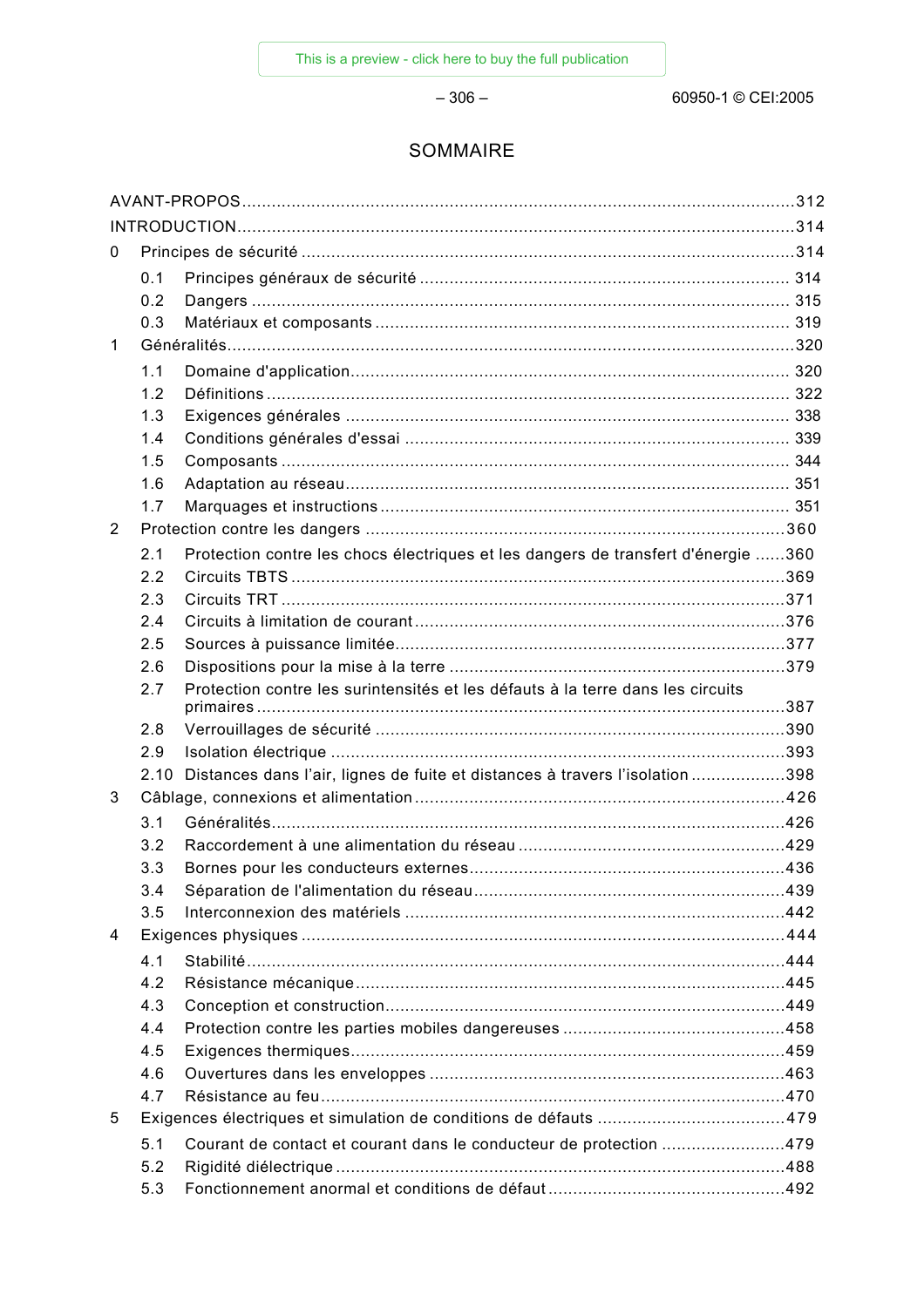# SOMMAIRE

AVANT-PROPOS ....................................................................................................................312
INTRODUCTION....................................................................................................................314
0 Principes de sécurité ........................................................................................................314
 0.1 Principes généraux de sécurité ................................................................................ 314
 0.2 Dangers ................................................................................................................. 315
 0.3 Matériaux et composants ......................................................................................... 319
1 Généralités.........................................................................................................................320
 1.1 Domaine d'application.............................................................................................. 320
 1.2 Définitions .............................................................................................................. 322
 1.3 Exigences générales ............................................................................................... 338
 1.4 Conditions générales d'essai ................................................................................... 339
 1.5 Composants ............................................................................................................ 344
 1.6 Adaptation au réseau............................................................................................... 351
 1.7 Marquages et instructions ........................................................................................ 351
2 Protection contre les dangers .............................................................................................360
 2.1 Protection contre les chocs électriques et les dangers de transfert d'énergie ......360
 2.2 Circuits TBTS ..........................................................................................................369
 2.3 Circuits TRT ............................................................................................................371
 2.4 Circuits à limitation de courant..................................................................................376
 2.5 Sources à puissance limitée.....................................................................................377
 2.6 Dispositions pour la mise à la terre ..........................................................................379
 2.7 Protection contre les surintensités et les défauts à la terre dans les circuits primaires ..........................................................................................................................387
 2.8 Verrouillages de sécurité .........................................................................................390
 2.9 Isolation électrique ..................................................................................................393
 2.10 Distances dans l'air, lignes de fuite et distances à travers l'isolation ..................398
3 Câblage, connexions et alimentation..................................................................................426
 3.1 Généralités..............................................................................................................426
 3.2 Raccordement à une alimentation du réseau ............................................................429
 3.3 Bornes pour les conducteurs externes......................................................................436
 3.4 Séparation de l'alimentation du réseau.....................................................................439
 3.5 Interconnexion des matériels ...................................................................................442
4 Exigences physiques .........................................................................................................444
 4.1 Stabilité...................................................................................................................444
 4.2 Résistance mécanique.............................................................................................445
 4.3 Conception et construction.......................................................................................449
 4.4 Protection contre les parties mobiles dangereuses ...................................................458
 4.5 Exigences thermiques..............................................................................................459
 4.6 Ouvertures dans les enveloppes ..............................................................................463
 4.7 Résistance au feu....................................................................................................470
5 Exigences électriques et simulation de conditions de défauts ............................................479
 5.1 Courant de contact et courant dans le conducteur de protection ...............................479
 5.2 Rigidité diélectrique .................................................................................................488
 5.3 Fonctionnement anormal et conditions de défaut ......................................................492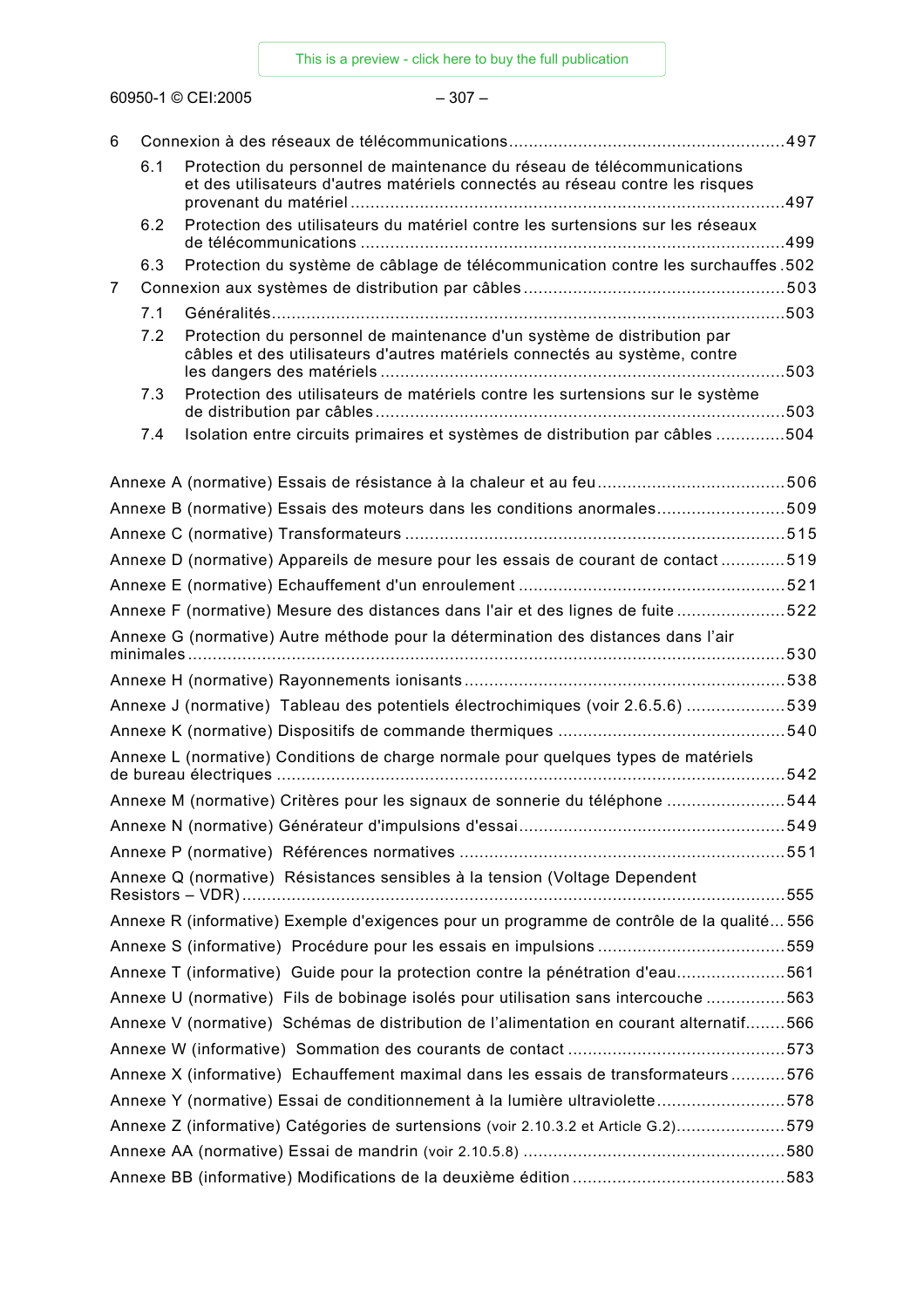6 Connexion à des réseaux de télécommunications .......................................................497

6.1 Protection du personnel de maintenance du réseau de télécommunications et des utilisateurs d'autres matériels connectés au réseau contre les risques provenant du matériel ...........................................................................................497

6.2 Protection des utilisateurs du matériel contre les surtensions sur les réseaux de télécommunications .....................................................................................499

6.3 Protection du système de câblage de télécommunication contre les surchauffes .502

7 Connexion aux systèmes de distribution par câbles .....................................................503

7.1 Généralités...........................................................................................................503

7.2 Protection du personnel de maintenance d'un système de distribution par câbles et des utilisateurs d'autres matériels connectés au système, contre les dangers des matériels ...................................................................................503

7.3 Protection des utilisateurs de matériels contre les surtensions sur le système de distribution par câbles ........................................................................................503

7.4 Isolation entre circuits primaires et systèmes de distribution par câbles ..............504

Annexe A (normative) Essais de résistance à la chaleur et au feu ......................................506

Annexe B (normative) Essais des moteurs dans les conditions anormales..........................509

Annexe C (normative) Transformateurs ..............................................................................515

Annexe D (normative) Appareils de mesure pour les essais de courant de contact .............519

Annexe E (normative) Echauffement d'un enroulement .......................................................521

Annexe F (normative) Mesure des distances dans l'air et des lignes de fuite ......................522

Annexe G (normative) Autre méthode pour la détermination des distances dans l'air minimales ..........................................................................................................................530

Annexe H (normative) Rayonnements ionisants ..................................................................538

Annexe J (normative) Tableau des potentiels électrochimiques (voir 2.6.5.6) .....................539

Annexe K (normative) Dispositifs de commande thermiques ..............................................540

Annexe L (normative) Conditions de charge normale pour quelques types de matériels de bureau électriques .........................................................................................................542

Annexe M (normative) Critères pour les signaux de sonnerie du téléphone ........................544

Annexe N (normative) Générateur d'impulsions d'essai .....................................................549

Annexe P (normative) Références normatives ..................................................................551

Annexe Q (normative) Résistances sensibles à la tension (Voltage Dependent Resistors – VDR) .............................................................................................................555

Annexe R (informative) Exemple d'exigences pour un programme de contrôle de la qualité... 556

Annexe S (informative) Procédure pour les essais en impulsions .....................................559

Annexe T (informative) Guide pour la protection contre la pénétration d'eau......................561

Annexe U (normative) Fils de bobinage isolés pour utilisation sans intercouche ................563

Annexe V (normative) Schémas de distribution de l'alimentation en courant alternatif........566

Annexe W (informative) Sommation des courants de contact ............................................573

Annexe X (informative) Echauffement maximal dans les essais de transformateurs ...........576

Annexe Y (normative) Essai de conditionnement à la lumière ultraviolette..........................578

Annexe Z (informative) Catégories de surtensions (voir 2.10.3.2 et Article G.2).......................579

Annexe AA (normative) Essai de mandrin (voir 2.10.5.8) .....................................................580

Annexe BB (informative) Modifications de la deuxième édition ...........................................583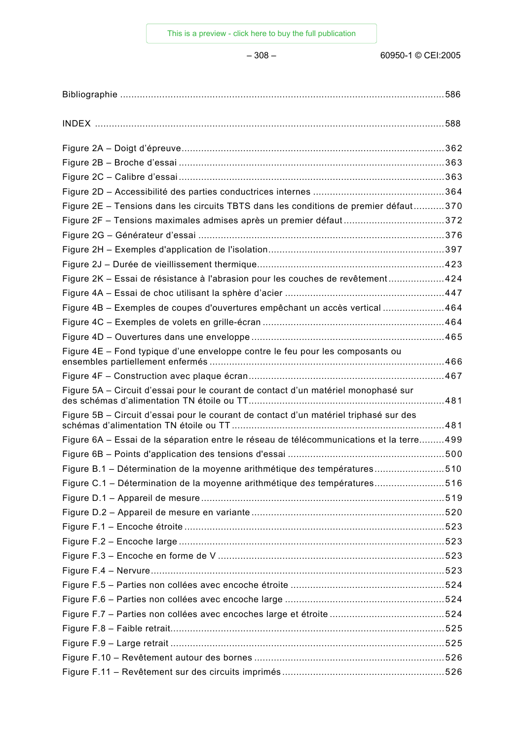Bibliographie .......................................................................................................586

INDEX .................................................................................................................588

Figure 2A – Doigt d'épreuve..............................................................................362
Figure 2B – Broche d'essai ...............................................................................363
Figure 2C – Calibre d'essai................................................................................363
Figure 2D – Accessibilité des parties conductrices internes ...............................364
Figure 2E – Tensions dans les circuits TBTS dans les conditions de premier défaut...........370
Figure 2F – Tensions maximales admises après un premier défaut ....................372
Figure 2G – Générateur d'essai .........................................................................376
Figure 2H – Exemples d'application de l'isolation...............................................397
Figure 2J – Durée de vieillissement thermique...................................................423
Figure 2K – Essai de résistance à l'abrasion pour les couches de revêtement....................424
Figure 4A – Essai de choc utilisant la sphère d'acier .........................................447
Figure 4B – Exemples de coupes d'ouvertures empêchant un accès vertical ......................464
Figure 4C – Exemples de volets en grille-écran .................................................464
Figure 4D – Ouvertures dans une enveloppe .....................................................465
Figure 4E – Fond typique d'une enveloppe contre le feu pour les composants ou ensembles partiellement enfermés ....................................................................................466
Figure 4F – Construction avec plaque écran......................................................467
Figure 5A – Circuit d'essai pour le courant de contact d'un matériel monophasé sur des schémas d'alimentation TN étoile ou TT......................................................................481
Figure 5B – Circuit d'essai pour le courant de contact d'un matériel triphasé sur des schémas d'alimentation TN étoile ou TT ...........................................................................481
Figure 6A – Essai de la séparation entre le réseau de télécommunications et la terre.........499
Figure 6B – Points d'application des tensions d'essai ........................................500
Figure B.1 – Détermination de la moyenne arithmétique des températures.........................510
Figure C.1 – Détermination de la moyenne arithmétique des températures.........................516
Figure D.1 – Appareil de mesure.......................................................................519
Figure D.2 – Appareil de mesure en variante.....................................................520
Figure F.1 – Encoche étroite..............................................................................523
Figure F.2 – Encoche large ...............................................................................523
Figure F.3 – Encoche en forme de V .................................................................523
Figure F.4 – Nervure.........................................................................................523
Figure F.5 – Parties non collées avec encoche étroite .......................................524
Figure F.6 – Parties non collées avec encoche large .........................................524
Figure F.7 – Parties non collées avec encoches large et étroite .........................524
Figure F.8 – Faible retrait..................................................................................525
Figure F.9 – Large retrait .................................................................................525
Figure F.10 – Revêtement autour des bornes ....................................................526
Figure F.11 – Revêtement sur des circuits imprimés..........................................526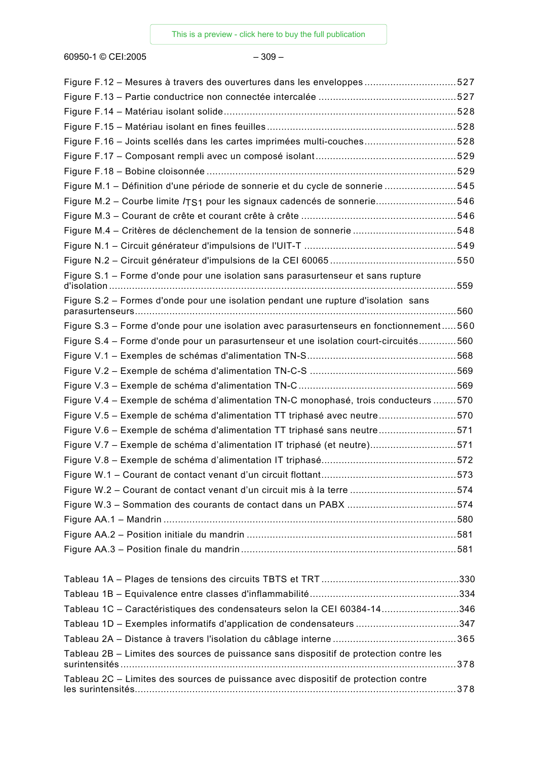Figure F.12 – Mesures à travers des ouvertures dans les enveloppes ...............................527

Figure F.13 – Partie conductrice non connectée intercalée ...............................................527

Figure F.14 – Matériau isolant solide...............................................................................528

Figure F.15 – Matériau isolant en fines feuilles .................................................................528

Figure F.16 – Joints scellés dans les cartes imprimées multi-couches...............................528

Figure F.17 – Composant rempli avec un composé isolant ................................................529

Figure F.18 – Bobine cloisonnée .....................................................................................529

Figure M.1 – Définition d'une période de sonnerie et du cycle de sonnerie .........................545

Figure M.2 – Courbe limite $I_{TS1}$ pour les signaux cadencés de sonnerie...........................546

Figure M.3 – Courant de crête et courant crête à crête .....................................................546

Figure M.4 – Critères de déclenchement de la tension de sonnerie ....................................548

Figure N.1 – Circuit générateur d'impulsions de l'UIT-T ....................................................549

Figure N.2 – Circuit générateur d'impulsions de la CEI 60065 ...........................................550

Figure S.1 – Forme d'onde pour une isolation sans parasurtenseur et sans rupture d'isolation ......................................................................................................................559

Figure S.2 – Formes d'onde pour une isolation pendant une rupture d'isolation sans parasurtenseurs.............................................................................................................560

Figure S.3 – Forme d'onde pour une isolation avec parasurtenseurs en fonctionnement.....560

Figure S.4 – Forme d'onde pour un parasurtenseur et une isolation court-circuités............560

Figure V.1 – Exemples de schémas d'alimentation TN-S...................................................568

Figure V.2 – Exemple de schéma d'alimentation TN-C-S ..................................................569

Figure V.3 – Exemple de schéma d'alimentation TN-C......................................................569

Figure V.4 – Exemple de schéma d’alimentation TN-C monophasé, trois conducteurs ........570

Figure V.5 – Exemple de schéma d'alimentation TT triphasé avec neutre...........................570

Figure V.6 – Exemple de schéma d'alimentation TT triphasé sans neutre...........................571

Figure V.7 – Exemple de schéma d’alimentation IT triphasé (et neutre).............................571

Figure V.8 – Exemple de schéma d’alimentation IT triphasé..............................................572

Figure W.1 – Courant de contact venant d’un circuit flottant..............................................573

Figure W.2 – Courant de contact venant d’un circuit mis à la terre ....................................574

Figure W.3 – Sommation des courants de contact dans un PABX .....................................574

Figure AA.1 – Mandrin ....................................................................................................580

Figure AA.2 – Position initiale du mandrin ........................................................................581

Figure AA.3 – Position finale du mandrin ..........................................................................581

Tableau 1A – Plages de tensions des circuits TBTS et TRT ...............................................330

Tableau 1B – Equivalence entre classes d'inflammabilité...................................................334

Tableau 1C – Caractéristiques des condensateurs selon la CEI 60384-14...........................346

Tableau 1D – Exemples informatifs d'application de condensateurs ....................................347

Tableau 2A – Distance à travers l'isolation du câblage interne ...........................................365

Tableau 2B – Limites des sources de puissance sans dispositif de protection contre les surintensités ..................................................................................................................378

Tableau 2C – Limites des sources de puissance avec dispositif de protection contre les surintensités..................................................................................................................378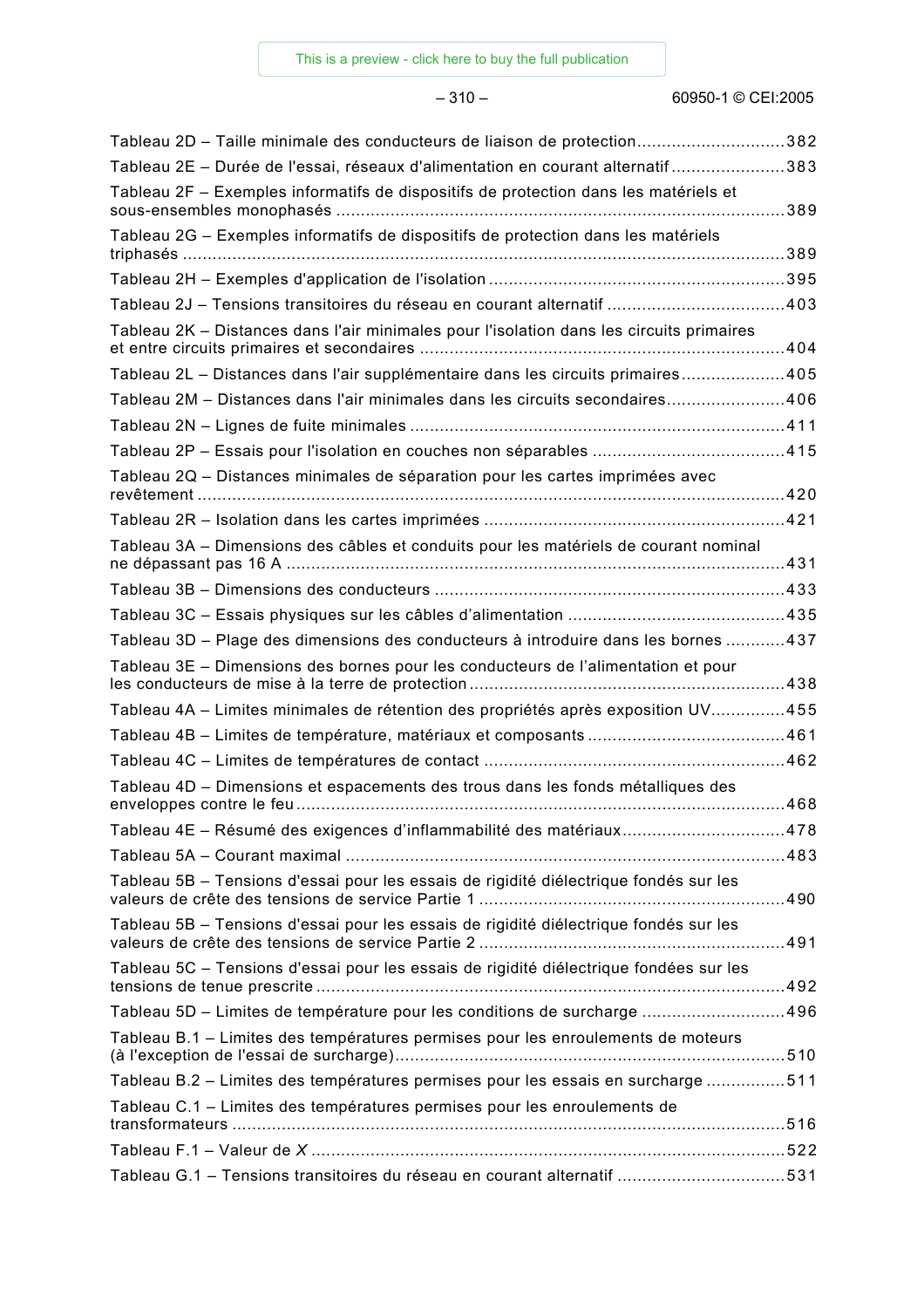Tableau 2D – Taille minimale des conducteurs de liaison de protection ............................ 382

Tableau 2E – Durée de l'essai, réseaux d'alimentation en courant alternatif ...................... 383

Tableau 2F – Exemples informatifs de dispositifs de protection dans les matériels et sous-ensembles monophasés ....................................................................................... 389

Tableau 2G – Exemples informatifs de dispositifs de protection dans les matériels triphasés ....................................................................................................................... 389

Tableau 2H – Exemples d'application de l'isolation ........................................................ 395

Tableau 2J – Tensions transitoires du réseau en courant alternatif .................................. 403

Tableau 2K – Distances dans l'air minimales pour l'isolation dans les circuits primaires et entre circuits primaires et secondaires ....................................................................... 404

Tableau 2L – Distances dans l'air supplémentaire dans les circuits primaires .................... 405

Tableau 2M – Distances dans l'air minimales dans les circuits secondaires....................... 406

Tableau 2N – Lignes de fuite minimales ......................................................................... 411

Tableau 2P – Essais pour l'isolation en couches non séparables ..................................... 415

Tableau 2Q – Distances minimales de séparation pour les cartes imprimées avec revêtement ..................................................................................................................... 420

Tableau 2R – Isolation dans les cartes imprimées ........................................................... 421

Tableau 3A – Dimensions des câbles et conduits pour les matériels de courant nominal ne dépassant pas 16 A .................................................................................................. 431

Tableau 3B – Dimensions des conducteurs ..................................................................... 433

Tableau 3C – Essais physiques sur les câbles d'alimentation .......................................... 435

Tableau 3D – Plage des dimensions des conducteurs à introduire dans les bornes ........... 437

Tableau 3E – Dimensions des bornes pour les conducteurs de l'alimentation et pour les conducteurs de mise à la terre de protection ............................................................. 438

Tableau 4A – Limites minimales de rétention des propriétés après exposition UV.............. 455

Tableau 4B – Limites de température, matériaux et composants ....................................... 461

Tableau 4C – Limites de températures de contact ........................................................... 462

Tableau 4D – Dimensions et espacements des trous dans les fonds métalliques des enveloppes contre le feu ................................................................................................ 468

Tableau 4E – Résumé des exigences d'inflammabilité des matériaux ................................ 478

Tableau 5A – Courant maximal ....................................................................................... 483

Tableau 5B – Tensions d'essai pour les essais de rigidité diélectrique fondés sur les valeurs de crête des tensions de service Partie 1 ............................................................ 490

Tableau 5B – Tensions d'essai pour les essais de rigidité diélectrique fondés sur les valeurs de crête des tensions de service Partie 2 ............................................................ 491

Tableau 5C – Tensions d'essai pour les essais de rigidité diélectrique fondées sur les tensions de tenue prescrite ............................................................................................ 492

Tableau 5D – Limites de température pour les conditions de surcharge ............................ 496

Tableau B.1 – Limites des températures permises pour les enroulements de moteurs (à l'exception de l'essai de surcharge)............................................................................. 510

Tableau B.2 – Limites des températures permises pour les essais en surcharge ............... 511

Tableau C.1 – Limites des températures permises pour les enroulements de transformateurs ............................................................................................................. 516

Tableau F.1 – Valeur de *X* .............................................................................................. 522

Tableau G.1 – Tensions transitoires du réseau en courant alternatif ................................. 531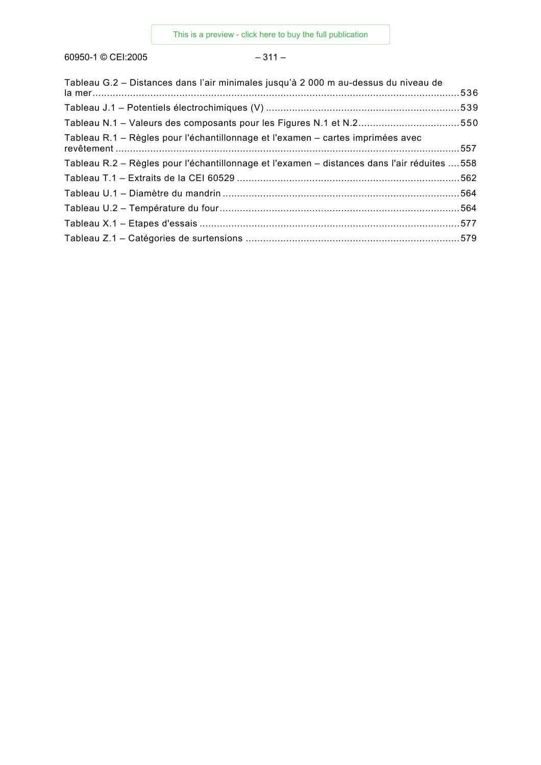Tableau G.2 – Distances dans l'air minimales jusqu'à 2 000 m au-dessus du niveau de la mer ... 536

Tableau J.1 – Potentiels électrochimiques (V) ... 539

Tableau N.1 – Valeurs des composants pour les Figures N.1 et N.2 ... 550

Tableau R.1 – Règles pour l'échantillonnage et l'examen – cartes imprimées avec revêtement ... 557

Tableau R.2 – Règles pour l'échantillonnage et l'examen – distances dans l'air réduites ... 558

Tableau T.1 – Extraits de la CEI 60529 ... 562

Tableau U.1 – Diamètre du mandrin ... 564

Tableau U.2 – Température du four ... 564

Tableau X.1 – Etapes d'essais ... 577

Tableau Z.1 – Catégories de surtensions ... 579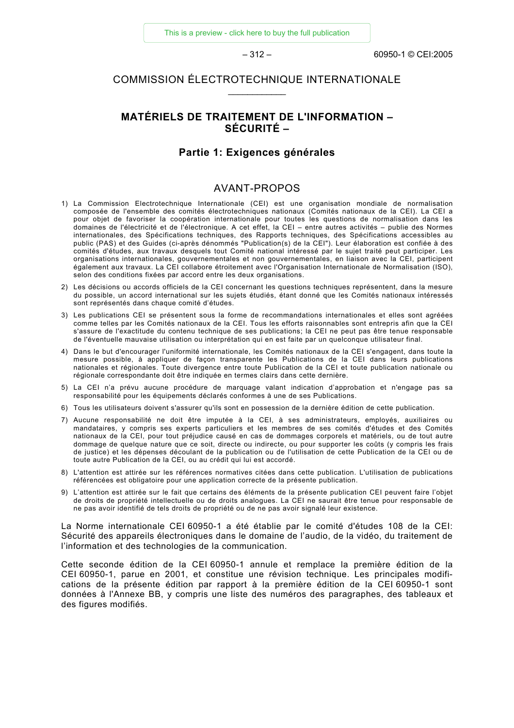# COMMISSION ÉLECTROTECHNIQUE INTERNATIONALE

## MATÉRIELS DE TRAITEMENT DE L'INFORMATION – SÉCURITÉ –

### Partie 1: Exigences générales

## AVANT-PROPOS

1) La Commission Electrotechnique Internationale (CEI) est une organisation mondiale de normalisation composée de l'ensemble des comités électrotechniques nationaux (Comités nationaux de la CEI). La CEI a pour objet de favoriser la coopération internationale pour toutes les questions de normalisation dans les domaines de l'électricité et de l'électronique. A cet effet, la CEI – entre autres activités – publie des Normes internationales, des Spécifications techniques, des Rapports techniques, des Spécifications accessibles au public (PAS) et des Guides (ci-après dénommés "Publication(s) de la CEI"). Leur élaboration est confiée à des comités d'études, aux travaux desquels tout Comité national intéressé par le sujet traité peut participer. Les organisations internationales, gouvernementales et non gouvernementales, en liaison avec la CEI, participent également aux travaux. La CEI collabore étroitement avec l'Organisation Internationale de Normalisation (ISO), selon des conditions fixées par accord entre les deux organisations.
2) Les décisions ou accords officiels de la CEI concernant les questions techniques représentent, dans la mesure du possible, un accord international sur les sujets étudiés, étant donné que les Comités nationaux intéressés sont représentés dans chaque comité d'études.
3) Les publications CEI se présentent sous la forme de recommandations internationales et elles sont agréées comme telles par les Comités nationaux de la CEI. Tous les efforts raisonnables sont entrepris afin que la CEI s'assure de l'exactitude du contenu technique de ses publications; la CEI ne peut pas être tenue responsable de l'éventuelle mauvaise utilisation ou interprétation qui en est faite par un quelconque utilisateur final.
4) Dans le but d'encourager l'uniformité internationale, les Comités nationaux de la CEI s'engagent, dans toute la mesure possible, à appliquer de façon transparente les Publications de la CEI dans leurs publications nationales et régionales. Toute divergence entre toute Publication de la CEI et toute publication nationale ou régionale correspondante doit être indiquée en termes clairs dans cette dernière.
5) La CEI n'a prévu aucune procédure de marquage valant indication d'approbation et n'engage pas sa responsabilité pour les équipements déclarés conformes à une de ses Publications.
6) Tous les utilisateurs doivent s'assurer qu'ils sont en possession de la dernière édition de cette publication.
7) Aucune responsabilité ne doit être imputée à la CEI, à ses administrateurs, employés, auxiliaires ou mandataires, y compris ses experts particuliers et les membres de ses comités d'études et des Comités nationaux de la CEI, pour tout préjudice causé en cas de dommages corporels et matériels, ou de tout autre dommage de quelque nature que ce soit, directe ou indirecte, ou pour supporter les coûts (y compris les frais de justice) et les dépenses découlant de la publication ou de l'utilisation de cette Publication de la CEI ou de toute autre Publication de la CEI, ou au crédit qui lui est accordé.
8) L'attention est attirée sur les références normatives citées dans cette publication. L'utilisation de publications référencées est obligatoire pour une application correcte de la présente publication.
9) L'attention est attirée sur le fait que certains des éléments de la présente publication CEI peuvent faire l'objet de droits de propriété intellectuelle ou de droits analogues. La CEI ne saurait être tenue pour responsable de ne pas avoir identifié de tels droits de propriété ou de ne pas avoir signalé leur existence.

La Norme internationale CEI 60950-1 a été établie par le comité d'études 108 de la CEI: Sécurité des appareils électroniques dans le domaine de l'audio, de la vidéo, du traitement de l'information et des technologies de la communication.

Cette seconde édition de la CEI 60950-1 annule et remplace la première édition de la CEI 60950-1, parue en 2001, et constitue une révision technique. Les principales modifications de la présente édition par rapport à la première édition de la CEI 60950-1 sont données à l'Annexe BB, y compris une liste des numéros des paragraphes, des tableaux et des figures modifiés.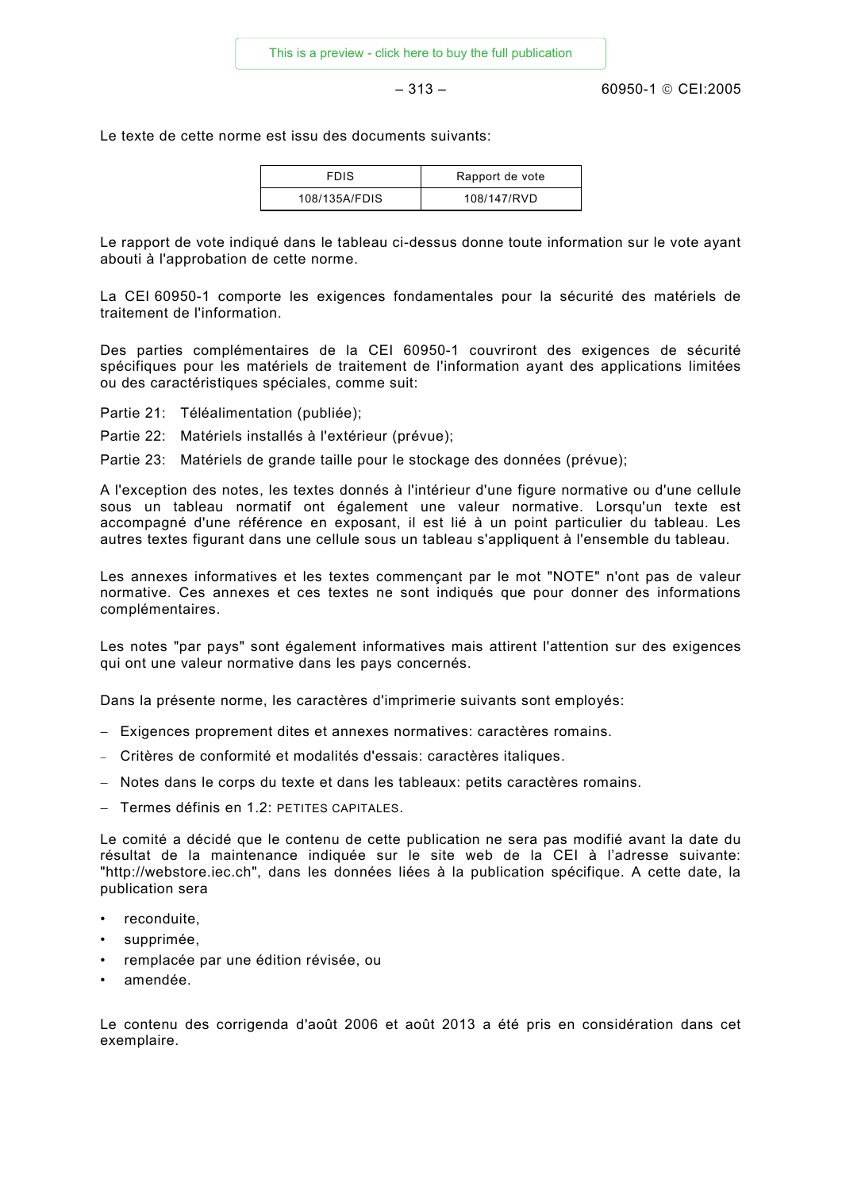Le texte de cette norme est issu des documents suivants:

| FDIS | Rapport de vote |
|---|---|
| 108/135A/FDIS | 108/147/RVD |

Le rapport de vote indiqué dans le tableau ci-dessus donne toute information sur le vote ayant abouti à l'approbation de cette norme.

La CEI 60950-1 comporte les exigences fondamentales pour la sécurité des matériels de traitement de l'information.

Des parties complémentaires de la CEI 60950-1 couvriront des exigences de sécurité spécifiques pour les matériels de traitement de l'information ayant des applications limitées ou des caractéristiques spéciales, comme suit:

Partie 21: Téléalimentation (publiée);

Partie 22: Matériels installés à l'extérieur (prévue);

Partie 23: Matériels de grande taille pour le stockage des données (prévue);

A l'exception des notes, les textes donnés à l'intérieur d'une figure normative ou d'une cellule sous un tableau normatif ont également une valeur normative. Lorsqu'un texte est accompagné d'une référence en exposant, il est lié à un point particulier du tableau. Les autres textes figurant dans une cellule sous un tableau s'appliquent à l'ensemble du tableau.

Les annexes informatives et les textes commençant par le mot "NOTE" n'ont pas de valeur normative. Ces annexes et ces textes ne sont indiqués que pour donner des informations complémentaires.

Les notes "par pays" sont également informatives mais attirent l'attention sur des exigences qui ont une valeur normative dans les pays concernés.

Dans la présente norme, les caractères d'imprimerie suivants sont employés:

– Exigences proprement dites et annexes normatives: caractères romains.
– *Critères de conformité et modalités d'essais: caractères italiques.*
– Notes dans le corps du texte et dans les tableaux: petits caractères romains.
– Termes définis en 1.2: PETITES CAPITALES.

Le comité a décidé que le contenu de cette publication ne sera pas modifié avant la date du résultat de la maintenance indiquée sur le site web de la CEI à l'adresse suivante: "http://webstore.iec.ch", dans les données liées à la publication spécifique. A cette date, la publication sera

- reconduite,
- supprimée,
- remplacée par une édition révisée, ou
- amendée.

Le contenu des corrigenda d'août 2006 et août 2013 a été pris en considération dans cet exemplaire.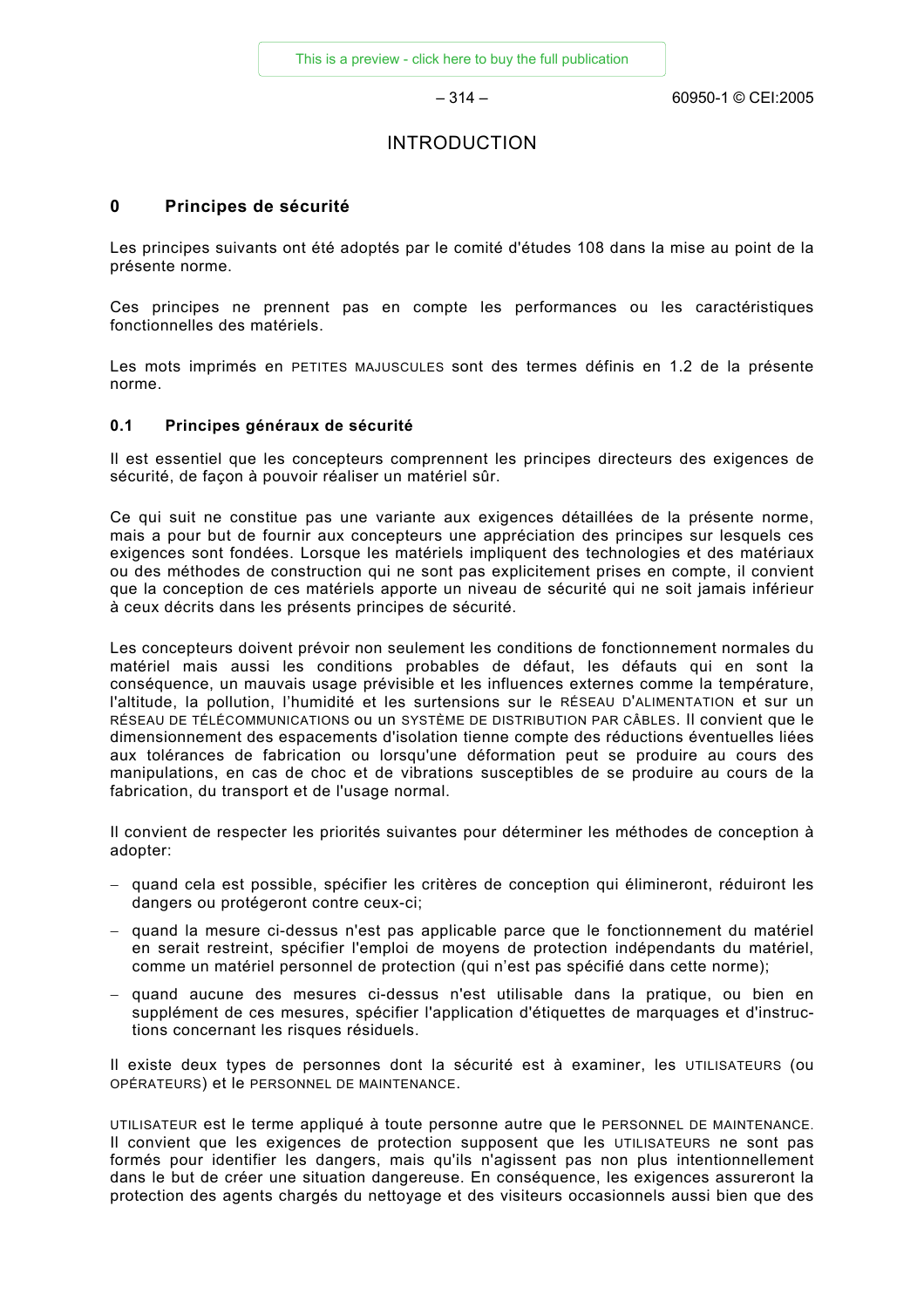# INTRODUCTION

## 0 Principes de sécurité

Les principes suivants ont été adoptés par le comité d'études 108 dans la mise au point de la présente norme.

Ces principes ne prennent pas en compte les performances ou les caractéristiques fonctionnelles des matériels.

Les mots imprimés en PETITES MAJUSCULES sont des termes définis en 1.2 de la présente norme.

### 0.1 Principes généraux de sécurité

Il est essentiel que les concepteurs comprennent les principes directeurs des exigences de sécurité, de façon à pouvoir réaliser un matériel sûr.

Ce qui suit ne constitue pas une variante aux exigences détaillées de la présente norme, mais a pour but de fournir aux concepteurs une appréciation des principes sur lesquels ces exigences sont fondées. Lorsque les matériels impliquent des technologies et des matériaux ou des méthodes de construction qui ne sont pas explicitement prises en compte, il convient que la conception de ces matériels apporte un niveau de sécurité qui ne soit jamais inférieur à ceux décrits dans les présents principes de sécurité.

Les concepteurs doivent prévoir non seulement les conditions de fonctionnement normales du matériel mais aussi les conditions probables de défaut, les défauts qui en sont la conséquence, un mauvais usage prévisible et les influences externes comme la température, l'altitude, la pollution, l'humidité et les surtensions sur le RÉSEAU D'ALIMENTATION et sur un RÉSEAU DE TÉLÉCOMMUNICATIONS ou un SYSTÈME DE DISTRIBUTION PAR CÂBLES. Il convient que le dimensionnement des espacements d'isolation tienne compte des réductions éventuelles liées aux tolérances de fabrication ou lorsqu'une déformation peut se produire au cours des manipulations, en cas de choc et de vibrations susceptibles de se produire au cours de la fabrication, du transport et de l'usage normal.

Il convient de respecter les priorités suivantes pour déterminer les méthodes de conception à adopter:

- quand cela est possible, spécifier les critères de conception qui élimineront, réduiront les dangers ou protégeront contre ceux-ci;
- quand la mesure ci-dessus n'est pas applicable parce que le fonctionnement du matériel en serait restreint, spécifier l'emploi de moyens de protection indépendants du matériel, comme un matériel personnel de protection (qui n'est pas spécifié dans cette norme);
- quand aucune des mesures ci-dessus n'est utilisable dans la pratique, ou bien en supplément de ces mesures, spécifier l'application d'étiquettes de marquages et d'instructions concernant les risques résiduels.

Il existe deux types de personnes dont la sécurité est à examiner, les UTILISATEURS (ou OPÉRATEURS) et le PERSONNEL DE MAINTENANCE.

UTILISATEUR est le terme appliqué à toute personne autre que le PERSONNEL DE MAINTENANCE. Il convient que les exigences de protection supposent que les UTILISATEURS ne sont pas formés pour identifier les dangers, mais qu'ils n'agissent pas non plus intentionnellement dans le but de créer une situation dangereuse. En conséquence, les exigences assureront la protection des agents chargés du nettoyage et des visiteurs occasionnels aussi bien que des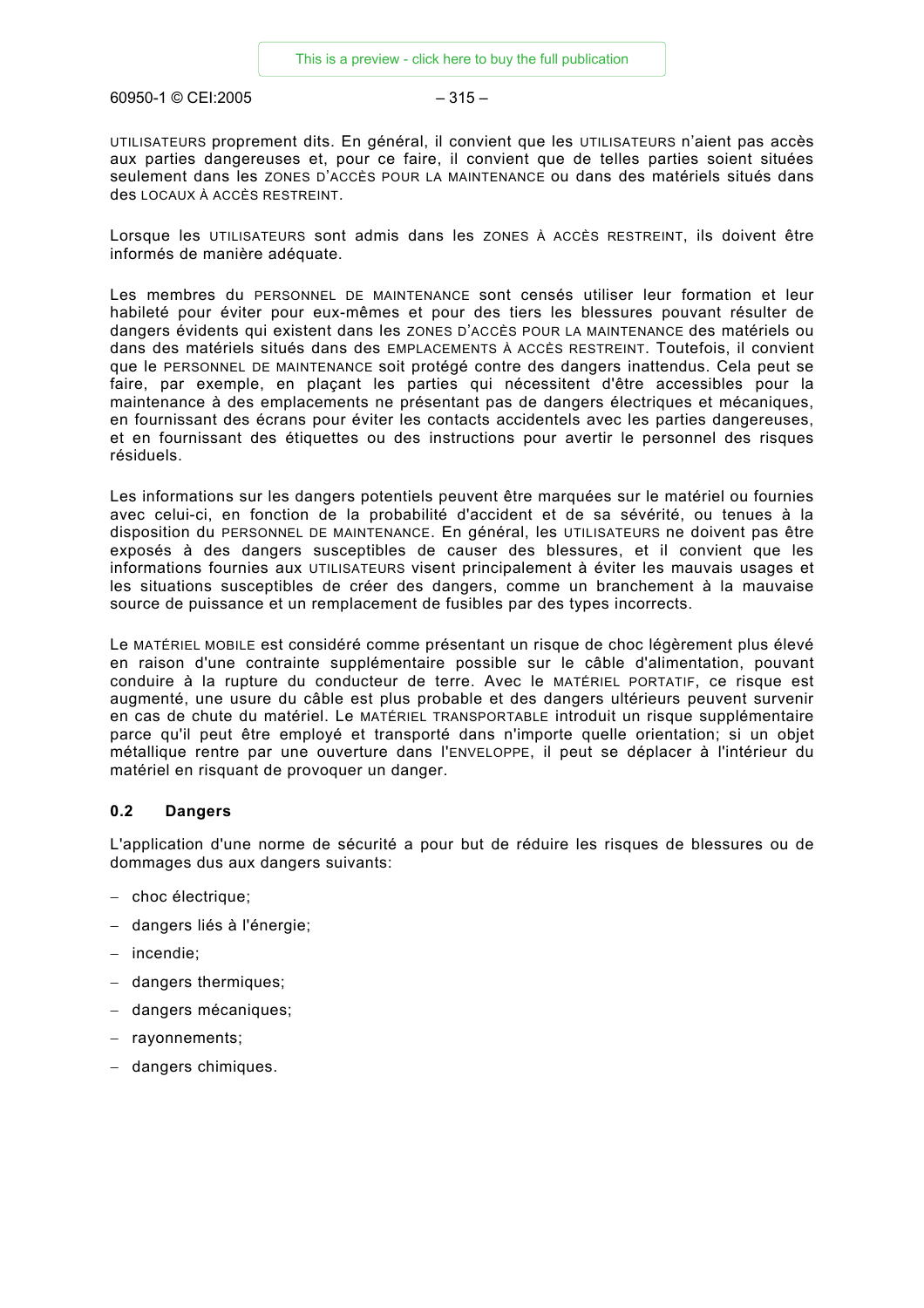UTILISATEURS proprement dits. En général, il convient que les UTILISATEURS n'aient pas accès aux parties dangereuses et, pour ce faire, il convient que de telles parties soient situées seulement dans les ZONES D'ACCÈS POUR LA MAINTENANCE ou dans des matériels situés dans des LOCAUX À ACCÈS RESTREINT.

Lorsque les UTILISATEURS sont admis dans les ZONES À ACCÈS RESTREINT, ils doivent être informés de manière adéquate.

Les membres du PERSONNEL DE MAINTENANCE sont censés utiliser leur formation et leur habileté pour éviter pour eux-mêmes et pour des tiers les blessures pouvant résulter de dangers évidents qui existent dans les ZONES D'ACCÈS POUR LA MAINTENANCE des matériels ou dans des matériels situés dans des EMPLACEMENTS À ACCÈS RESTREINT. Toutefois, il convient que le PERSONNEL DE MAINTENANCE soit protégé contre des dangers inattendus. Cela peut se faire, par exemple, en plaçant les parties qui nécessitent d'être accessibles pour la maintenance à des emplacements ne présentant pas de dangers électriques et mécaniques, en fournissant des écrans pour éviter les contacts accidentels avec les parties dangereuses, et en fournissant des étiquettes ou des instructions pour avertir le personnel des risques résiduels.

Les informations sur les dangers potentiels peuvent être marquées sur le matériel ou fournies avec celui-ci, en fonction de la probabilité d'accident et de sa sévérité, ou tenues à la disposition du PERSONNEL DE MAINTENANCE. En général, les UTILISATEURS ne doivent pas être exposés à des dangers susceptibles de causer des blessures, et il convient que les informations fournies aux UTILISATEURS visent principalement à éviter les mauvais usages et les situations susceptibles de créer des dangers, comme un branchement à la mauvaise source de puissance et un remplacement de fusibles par des types incorrects.

Le MATÉRIEL MOBILE est considéré comme présentant un risque de choc légèrement plus élevé en raison d'une contrainte supplémentaire possible sur le câble d'alimentation, pouvant conduire à la rupture du conducteur de terre. Avec le MATÉRIEL PORTATIF, ce risque est augmenté, une usure du câble est plus probable et des dangers ultérieurs peuvent survenir en cas de chute du matériel. Le MATÉRIEL TRANSPORTABLE introduit un risque supplémentaire parce qu'il peut être employé et transporté dans n'importe quelle orientation; si un objet métallique rentre par une ouverture dans l'ENVELOPPE, il peut se déplacer à l'intérieur du matériel en risquant de provoquer un danger.

### 0.2 Dangers

L'application d'une norme de sécurité a pour but de réduire les risques de blessures ou de dommages dus aux dangers suivants:

- choc électrique;
- dangers liés à l'énergie;
- incendie;
- dangers thermiques;
- dangers mécaniques;
- rayonnements;
- dangers chimiques.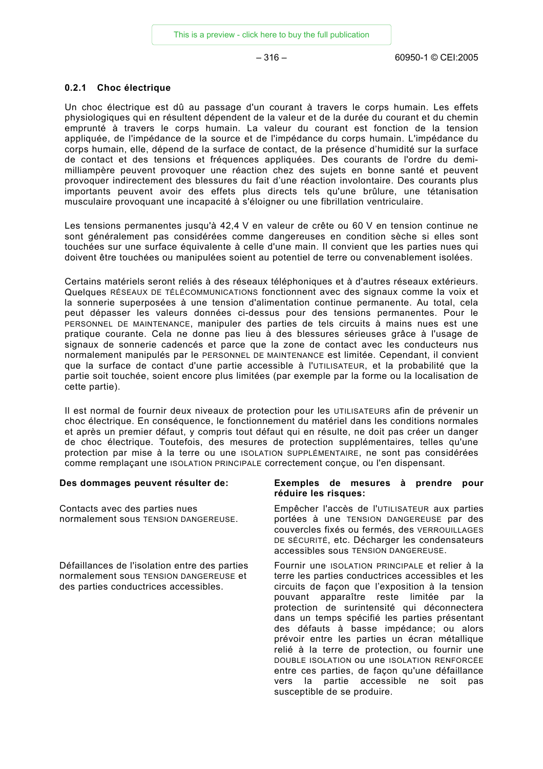### 0.2.1 Choc électrique

Un choc électrique est dû au passage d'un courant à travers le corps humain. Les effets physiologiques qui en résultent dépendent de la valeur et de la durée du courant et du chemin emprunté à travers le corps humain. La valeur du courant est fonction de la tension appliquée, de l'impédance de la source et de l'impédance du corps humain. L'impédance du corps humain, elle, dépend de la surface de contact, de la présence d'humidité sur la surface de contact et des tensions et fréquences appliquées. Des courants de l'ordre du demi-milliampère peuvent provoquer une réaction chez des sujets en bonne santé et peuvent provoquer indirectement des blessures du fait d'une réaction involontaire. Des courants plus importants peuvent avoir des effets plus directs tels qu'une brûlure, une tétanisation musculaire provoquant une incapacité à s'éloigner ou une fibrillation ventriculaire.

Les tensions permanentes jusqu'à 42,4 V en valeur de crête ou 60 V en tension continue ne sont généralement pas considérées comme dangereuses en condition sèche si elles sont touchées sur une surface équivalente à celle d'une main. Il convient que les parties nues qui doivent être touchées ou manipulées soient au potentiel de terre ou convenablement isolées.

Certains matériels seront reliés à des réseaux téléphoniques et à d'autres réseaux extérieurs. Quelques RÉSEAUX DE TÉLÉCOMMUNICATIONS fonctionnent avec des signaux comme la voix et la sonnerie superposées à une tension d'alimentation continue permanente. Au total, cela peut dépasser les valeurs données ci-dessus pour des tensions permanentes. Pour le PERSONNEL DE MAINTENANCE, manipuler des parties de tels circuits à mains nues est une pratique courante. Cela ne donne pas lieu à des blessures sérieuses grâce à l'usage de signaux de sonnerie cadencés et parce que la zone de contact avec les conducteurs nus normalement manipulés par le PERSONNEL DE MAINTENANCE est limitée. Cependant, il convient que la surface de contact d'une partie accessible à l'UTILISATEUR, et la probabilité que la partie soit touchée, soient encore plus limitées (par exemple par la forme ou la localisation de cette partie).

Il est normal de fournir deux niveaux de protection pour les UTILISATEURS afin de prévenir un choc électrique. En conséquence, le fonctionnement du matériel dans les conditions normales et après un premier défaut, y compris tout défaut qui en résulte, ne doit pas créer un danger de choc électrique. Toutefois, des mesures de protection supplémentaires, telles qu'une protection par mise à la terre ou une ISOLATION SUPPLÉMENTAIRE, ne sont pas considérées comme remplaçant une ISOLATION PRINCIPALE correctement conçue, ou l'en dispensant.

| **Des dommages peuvent résulter de:** | **Exemples de mesures à prendre pour réduire les risques:** |
|---|---|
| Contacts avec des parties nues normalement sous TENSION DANGEREUSE. | Empêcher l'accès de l'UTILISATEUR aux parties portées à une TENSION DANGEREUSE par des couvercles fixés ou fermés, des VERROUILLAGES DE SÉCURITÉ, etc. Décharger les condensateurs accessibles sous TENSION DANGEREUSE. |
| Défaillances de l'isolation entre des parties normalement sous TENSION DANGEREUSE et des parties conductrices accessibles. | Fournir une ISOLATION PRINCIPALE et relier à la terre les parties conductrices accessibles et les circuits de façon que l'exposition à la tension pouvant apparaître reste limitée par la protection de surintensité qui déconnectera dans un temps spécifié les parties présentant des défauts à basse impédance; ou alors prévoir entre les parties un écran métallique relié à la terre de protection, ou fournir une DOUBLE ISOLATION ou une ISOLATION RENFORCÉE entre ces parties, de façon qu'une défaillance vers la partie accessible ne soit pas susceptible de se produire. |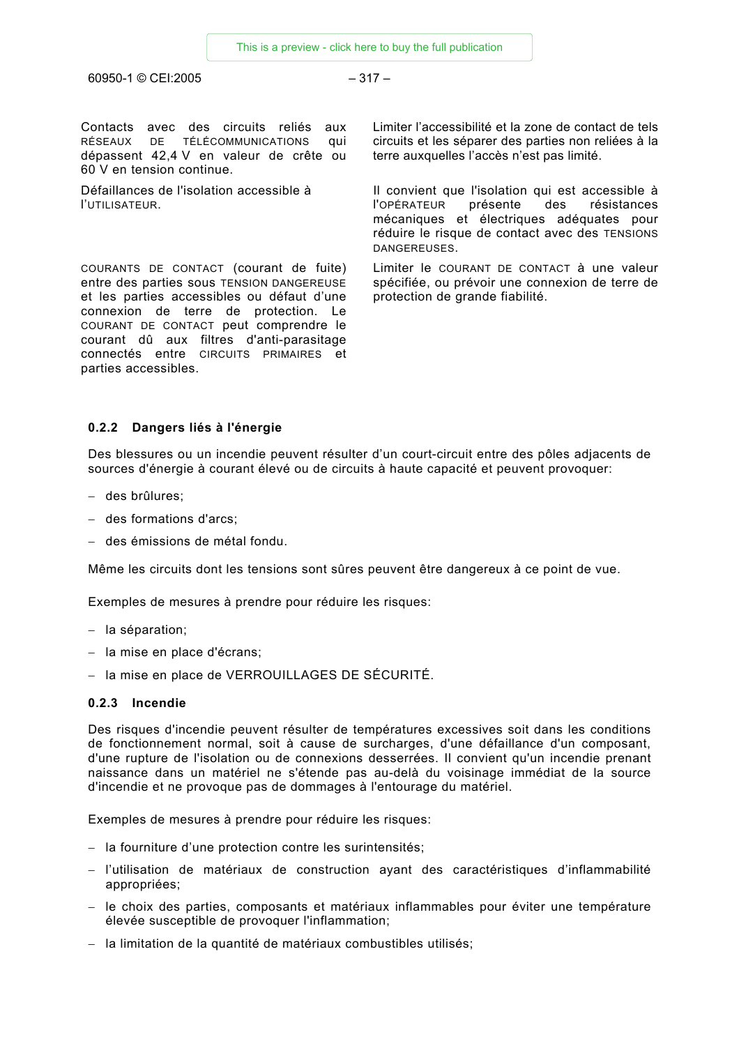| | |
|---|---|
| Contacts avec des circuits reliés aux RÉSEAUX DE TÉLÉCOMMUNICATIONS qui dépassent 42,4 V en valeur de crête ou 60 V en tension continue. | Limiter l'accessibilité et la zone de contact de tels circuits et les séparer des parties non reliées à la terre auxquelles l'accès n'est pas limité. |
| Défaillances de l'isolation accessible à l'UTILISATEUR. | Il convient que l'isolation qui est accessible à l'OPÉRATEUR présente des résistances mécaniques et électriques adéquates pour réduire le risque de contact avec des TENSIONS DANGEREUSES. |
| COURANTS DE CONTACT (courant de fuite) entre des parties sous TENSION DANGEREUSE et les parties accessibles ou défaut d'une connexion de terre de protection. Le COURANT DE CONTACT peut comprendre le courant dû aux filtres d'anti-parasitage connectés entre CIRCUITS PRIMAIRES et parties accessibles. | Limiter le COURANT DE CONTACT à une valeur spécifiée, ou prévoir une connexion de terre de protection de grande fiabilité. |

### 0.2.2 Dangers liés à l'énergie

Des blessures ou un incendie peuvent résulter d'un court-circuit entre des pôles adjacents de sources d'énergie à courant élevé ou de circuits à haute capacité et peuvent provoquer:

- des brûlures;
- des formations d'arcs;
- des émissions de métal fondu.

Même les circuits dont les tensions sont sûres peuvent être dangereux à ce point de vue.

Exemples de mesures à prendre pour réduire les risques:

- la séparation;
- la mise en place d'écrans;
- la mise en place de VERROUILLAGES DE SÉCURITÉ.

### 0.2.3 Incendie

Des risques d'incendie peuvent résulter de températures excessives soit dans les conditions de fonctionnement normal, soit à cause de surcharges, d'une défaillance d'un composant, d'une rupture de l'isolation ou de connexions desserrées. Il convient qu'un incendie prenant naissance dans un matériel ne s'étende pas au-delà du voisinage immédiat de la source d'incendie et ne provoque pas de dommages à l'entourage du matériel.

Exemples de mesures à prendre pour réduire les risques:

- la fourniture d'une protection contre les surintensités;
- l'utilisation de matériaux de construction ayant des caractéristiques d'inflammabilité appropriées;
- le choix des parties, composants et matériaux inflammables pour éviter une température élevée susceptible de provoquer l'inflammation;
- la limitation de la quantité de matériaux combustibles utilisés;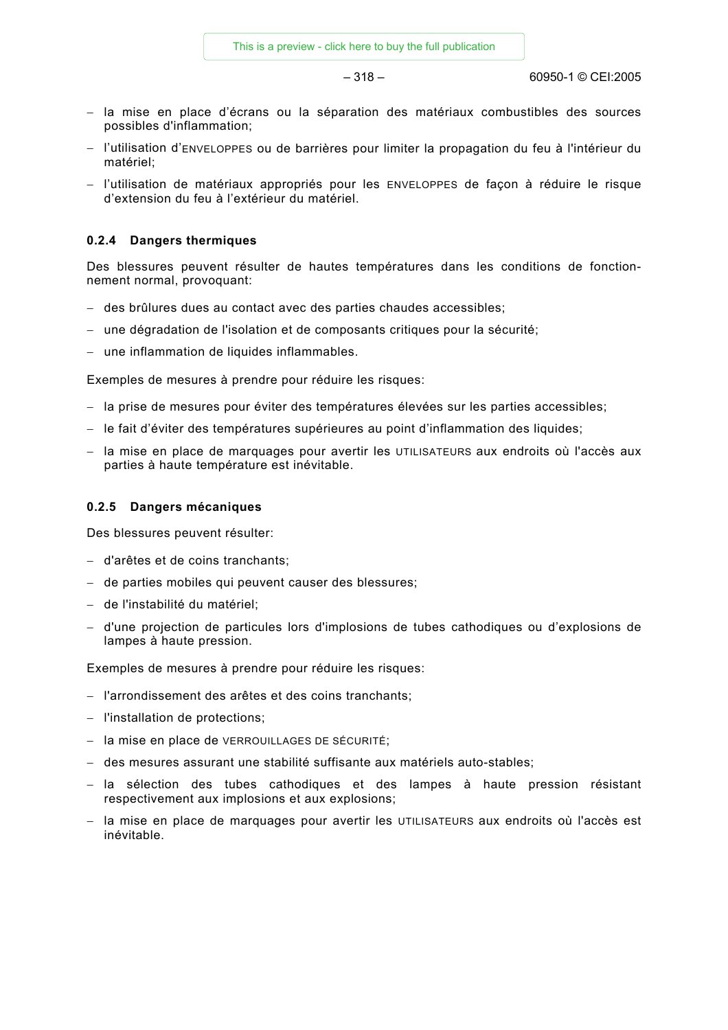– la mise en place d'écrans ou la séparation des matériaux combustibles des sources possibles d'inflammation;

– l'utilisation d'ENVELOPPES ou de barrières pour limiter la propagation du feu à l'intérieur du matériel;

– l'utilisation de matériaux appropriés pour les ENVELOPPES de façon à réduire le risque d'extension du feu à l'extérieur du matériel.

### 0.2.4 Dangers thermiques

Des blessures peuvent résulter de hautes températures dans les conditions de fonctionnement normal, provoquant:

– des brûlures dues au contact avec des parties chaudes accessibles;

– une dégradation de l'isolation et de composants critiques pour la sécurité;

– une inflammation de liquides inflammables.

Exemples de mesures à prendre pour réduire les risques:

– la prise de mesures pour éviter des températures élevées sur les parties accessibles;

– le fait d'éviter des températures supérieures au point d'inflammation des liquides;

– la mise en place de marquages pour avertir les UTILISATEURS aux endroits où l'accès aux parties à haute température est inévitable.

### 0.2.5 Dangers mécaniques

Des blessures peuvent résulter:

– d'arêtes et de coins tranchants;

– de parties mobiles qui peuvent causer des blessures;

– de l'instabilité du matériel;

– d'une projection de particules lors d'implosions de tubes cathodiques ou d'explosions de lampes à haute pression.

Exemples de mesures à prendre pour réduire les risques:

– l'arrondissement des arêtes et des coins tranchants;

– l'installation de protections;

– la mise en place de VERROUILLAGES DE SÉCURITÉ;

– des mesures assurant une stabilité suffisante aux matériels auto-stables;

– la sélection des tubes cathodiques et des lampes à haute pression résistant respectivement aux implosions et aux explosions;

– la mise en place de marquages pour avertir les UTILISATEURS aux endroits où l'accès est inévitable.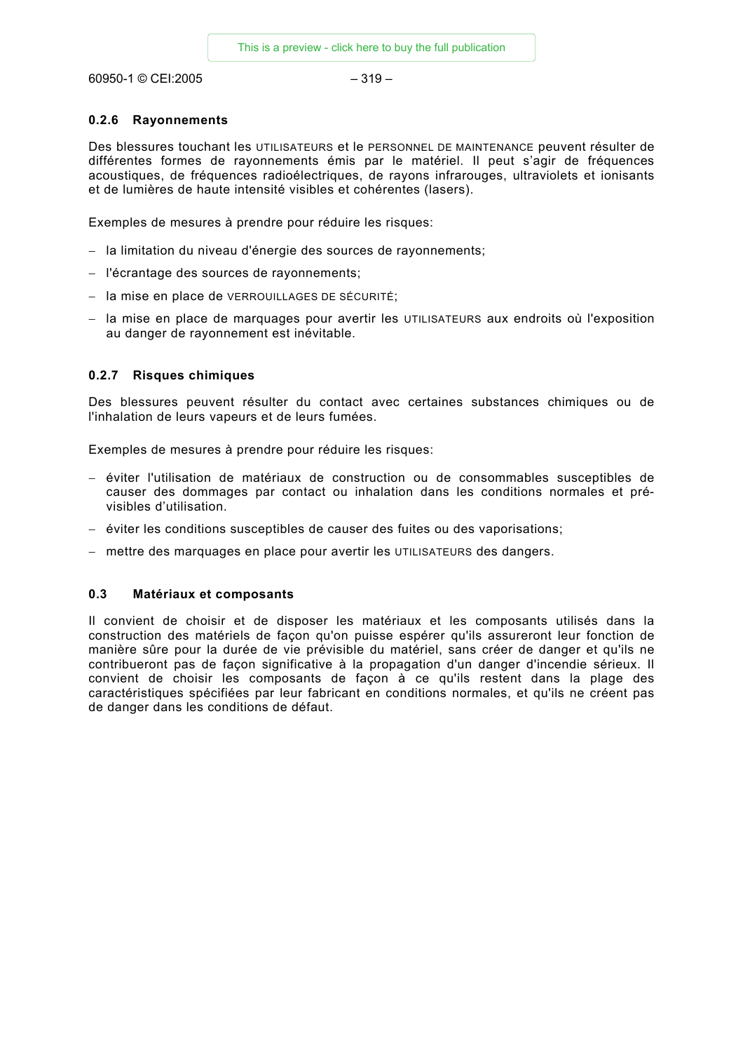### 0.2.6 Rayonnements

Des blessures touchant les UTILISATEURS et le PERSONNEL DE MAINTENANCE peuvent résulter de différentes formes de rayonnements émis par le matériel. Il peut s'agir de fréquences acoustiques, de fréquences radioélectriques, de rayons infrarouges, ultraviolets et ionisants et de lumières de haute intensité visibles et cohérentes (lasers).

Exemples de mesures à prendre pour réduire les risques:

- la limitation du niveau d'énergie des sources de rayonnements;
- l'écrantage des sources de rayonnements;
- la mise en place de VERROUILLAGES DE SÉCURITÉ;
- la mise en place de marquages pour avertir les UTILISATEURS aux endroits où l'exposition au danger de rayonnement est inévitable.

### 0.2.7 Risques chimiques

Des blessures peuvent résulter du contact avec certaines substances chimiques ou de l'inhalation de leurs vapeurs et de leurs fumées.

Exemples de mesures à prendre pour réduire les risques:

- éviter l'utilisation de matériaux de construction ou de consommables susceptibles de causer des dommages par contact ou inhalation dans les conditions normales et prévisibles d'utilisation.
- éviter les conditions susceptibles de causer des fuites ou des vaporisations;
- mettre des marquages en place pour avertir les UTILISATEURS des dangers.

## 0.3 Matériaux et composants

Il convient de choisir et de disposer les matériaux et les composants utilisés dans la construction des matériels de façon qu'on puisse espérer qu'ils assureront leur fonction de manière sûre pour la durée de vie prévisible du matériel, sans créer de danger et qu'ils ne contribueront pas de façon significative à la propagation d'un danger d'incendie sérieux. Il convient de choisir les composants de façon à ce qu'ils restent dans la plage des caractéristiques spécifiées par leur fabricant en conditions normales, et qu'ils ne créent pas de danger dans les conditions de défaut.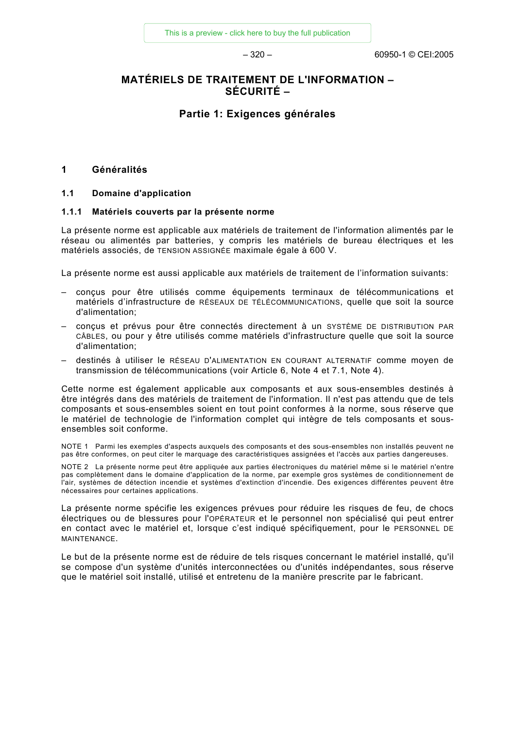# MATÉRIELS DE TRAITEMENT DE L'INFORMATION – SÉCURITÉ –

## Partie 1: Exigences générales

## 1 Généralités

### 1.1 Domaine d'application

#### 1.1.1 Matériels couverts par la présente norme

La présente norme est applicable aux matériels de traitement de l'information alimentés par le réseau ou alimentés par batteries, y compris les matériels de bureau électriques et les matériels associés, de TENSION ASSIGNÉE maximale égale à 600 V.

La présente norme est aussi applicable aux matériels de traitement de l'information suivants:

– conçus pour être utilisés comme équipements terminaux de télécommunications et matériels d'infrastructure de RÉSEAUX DE TÉLÉCOMMUNICATIONS, quelle que soit la source d'alimentation;

– conçus et prévus pour être connectés directement à un SYSTÈME DE DISTRIBUTION PAR CÂBLES, ou pour y être utilisés comme matériels d'infrastructure quelle que soit la source d'alimentation;

– destinés à utiliser le RÉSEAU D'ALIMENTATION EN COURANT ALTERNATIF comme moyen de transmission de télécommunications (voir Article 6, Note 4 et 7.1, Note 4).

Cette norme est également applicable aux composants et aux sous-ensembles destinés à être intégrés dans des matériels de traitement de l'information. Il n'est pas attendu que de tels composants et sous-ensembles soient en tout point conformes à la norme, sous réserve que le matériel de technologie de l'information complet qui intègre de tels composants et sous-ensembles soit conforme.

NOTE 1 Parmi les exemples d'aspects auxquels des composants et des sous-ensembles non installés peuvent ne pas être conformes, on peut citer le marquage des caractéristiques assignées et l'accès aux parties dangereuses.

NOTE 2 La présente norme peut être appliquée aux parties électroniques du matériel même si le matériel n'entre pas complètement dans le domaine d'application de la norme, par exemple gros systèmes de conditionnement de l'air, systèmes de détection incendie et systèmes d'extinction d'incendie. Des exigences différentes peuvent être nécessaires pour certaines applications.

La présente norme spécifie les exigences prévues pour réduire les risques de feu, de chocs électriques ou de blessures pour l'OPÉRATEUR et le personnel non spécialisé qui peut entrer en contact avec le matériel et, lorsque c'est indiqué spécifiquement, pour le PERSONNEL DE MAINTENANCE.

Le but de la présente norme est de réduire de tels risques concernant le matériel installé, qu'il se compose d'un système d'unités interconnectées ou d'unités indépendantes, sous réserve que le matériel soit installé, utilisé et entretenu de la manière prescrite par le fabricant.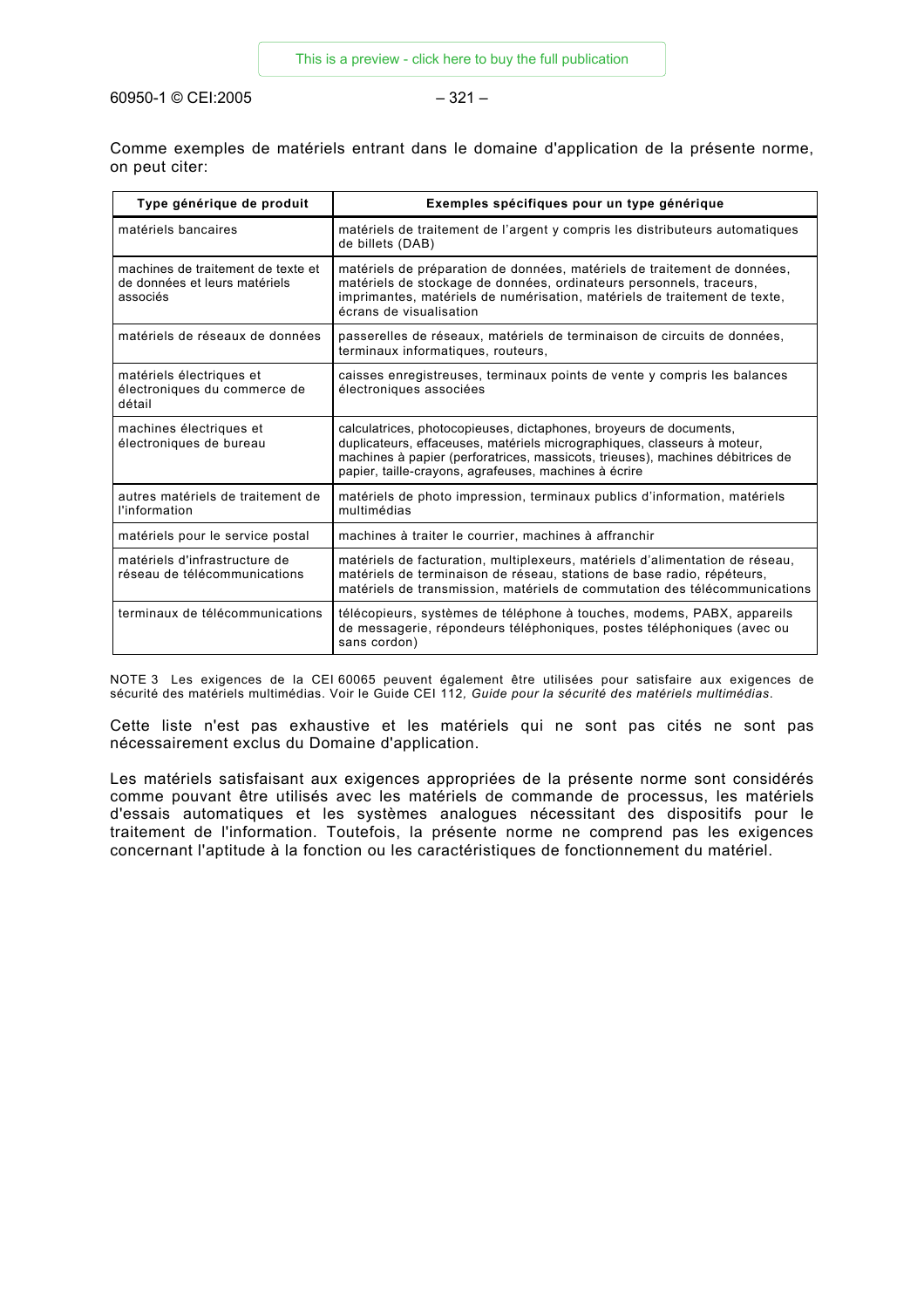Comme exemples de matériels entrant dans le domaine d'application de la présente norme, on peut citer:

| Type générique de produit | Exemples spécifiques pour un type générique |
|---|---|
| matériels bancaires | matériels de traitement de l'argent y compris les distributeurs automatiques de billets (DAB) |
| machines de traitement de texte et de données et leurs matériels associés | matériels de préparation de données, matériels de traitement de données, matériels de stockage de données, ordinateurs personnels, traceurs, imprimantes, matériels de numérisation, matériels de traitement de texte, écrans de visualisation |
| matériels de réseaux de données | passerelles de réseaux, matériels de terminaison de circuits de données, terminaux informatiques, routeurs, |
| matériels électriques et électroniques du commerce de détail | caisses enregistreuses, terminaux points de vente y compris les balances électroniques associées |
| machines électriques et électroniques de bureau | calculatrices, photocopieuses, dictaphones, broyeurs de documents, duplicateurs, effaceuses, matériels micrographiques, classeurs à moteur, machines à papier (perforatrices, massicots, trieuses), machines débitrices de papier, taille-crayons, agrafeuses, machines à écrire |
| autres matériels de traitement de l'information | matériels de photo impression, terminaux publics d'information, matériels multimédias |
| matériels pour le service postal | machines à traiter le courrier, machines à affranchir |
| matériels d'infrastructure de réseau de télécommunications | matériels de facturation, multiplexeurs, matériels d'alimentation de réseau, matériels de terminaison de réseau, stations de base radio, répéteurs, matériels de transmission, matériels de commutation des télécommunications |
| terminaux de télécommunications | télécopieurs, systèmes de téléphone à touches, modems, PABX, appareils de messagerie, répondeurs téléphoniques, postes téléphoniques (avec ou sans cordon) |

NOTE 3 Les exigences de la CEI 60065 peuvent également être utilisées pour satisfaire aux exigences de sécurité des matériels multimédias. Voir le Guide CEI 112, *Guide pour la sécurité des matériels multimédias*.

Cette liste n'est pas exhaustive et les matériels qui ne sont pas cités ne sont pas nécessairement exclus du Domaine d'application.

Les matériels satisfaisant aux exigences appropriées de la présente norme sont considérés comme pouvant être utilisés avec les matériels de commande de processus, les matériels d'essais automatiques et les systèmes analogues nécessitant des dispositifs pour le traitement de l'information. Toutefois, la présente norme ne comprend pas les exigences concernant l'aptitude à la fonction ou les caractéristiques de fonctionnement du matériel.